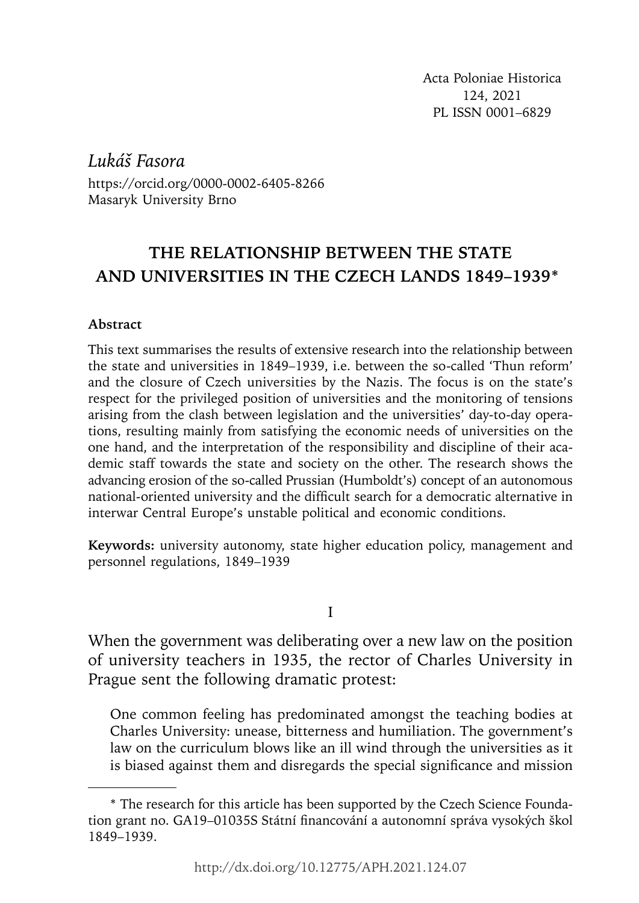Acta Poloniae Historica
124, 2021
PL ISSN 0001–6829

*Lukáš Fasora*
https://orcid.org/0000-0002-6405-8266
Masaryk University Brno

# THE RELATIONSHIP BETWEEN THE STATE AND UNIVERSITIES IN THE CZECH LANDS 1849–1939*

### Abstract

This text summarises the results of extensive research into the relationship between the state and universities in 1849–1939, i.e. between the so-called 'Thun reform' and the closure of Czech universities by the Nazis. The focus is on the state's respect for the privileged position of universities and the monitoring of tensions arising from the clash between legislation and the universities' day-to-day operations, resulting mainly from satisfying the economic needs of universities on the one hand, and the interpretation of the responsibility and discipline of their academic staff towards the state and society on the other. The research shows the advancing erosion of the so-called Prussian (Humboldt's) concept of an autonomous national-oriented university and the difficult search for a democratic alternative in interwar Central Europe's unstable political and economic conditions.

**Keywords:** university autonomy, state higher education policy, management and personnel regulations, 1849–1939

## I

When the government was deliberating over a new law on the position of university teachers in 1935, the rector of Charles University in Prague sent the following dramatic protest:

> One common feeling has predominated amongst the teaching bodies at Charles University: unease, bitterness and humiliation. The government's law on the curriculum blows like an ill wind through the universities as it is biased against them and disregards the special significance and mission

---

\* The research for this article has been supported by the Czech Science Foundation grant no. GA19–01035S Státní financování a autonomní správa vysokých škol 1849–1939.

http://dx.doi.org/10.12775/APH.2021.124.07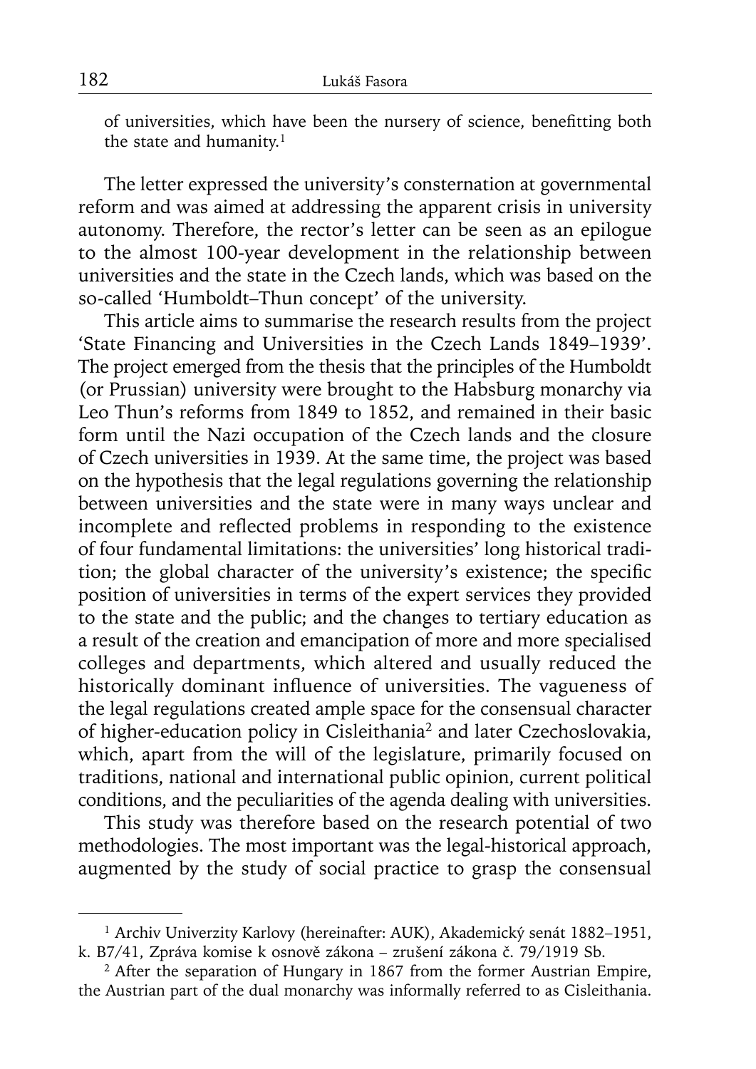of universities, which have been the nursery of science, benefitting both the state and humanity.[1]

The letter expressed the university's consternation at governmental reform and was aimed at addressing the apparent crisis in university autonomy. Therefore, the rector's letter can be seen as an epilogue to the almost 100-year development in the relationship between universities and the state in the Czech lands, which was based on the so-called 'Humboldt–Thun concept' of the university.

This article aims to summarise the research results from the project 'State Financing and Universities in the Czech Lands 1849–1939'. The project emerged from the thesis that the principles of the Humboldt (or Prussian) university were brought to the Habsburg monarchy via Leo Thun's reforms from 1849 to 1852, and remained in their basic form until the Nazi occupation of the Czech lands and the closure of Czech universities in 1939. At the same time, the project was based on the hypothesis that the legal regulations governing the relationship between universities and the state were in many ways unclear and incomplete and reflected problems in responding to the existence of four fundamental limitations: the universities' long historical tradition; the global character of the university's existence; the specific position of universities in terms of the expert services they provided to the state and the public; and the changes to tertiary education as a result of the creation and emancipation of more and more specialised colleges and departments, which altered and usually reduced the historically dominant influence of universities. The vagueness of the legal regulations created ample space for the consensual character of higher-education policy in Cisleithania[2] and later Czechoslovakia, which, apart from the will of the legislature, primarily focused on traditions, national and international public opinion, current political conditions, and the peculiarities of the agenda dealing with universities.

This study was therefore based on the research potential of two methodologies. The most important was the legal-historical approach, augmented by the study of social practice to grasp the consensual

---

[1] Archiv Univerzity Karlovy (hereinafter: AUK), Akademický senát 1882–1951, k. B7/41, Zpráva komise k osnově zákona – zrušení zákona č. 79/1919 Sb.

[2] After the separation of Hungary in 1867 from the former Austrian Empire, the Austrian part of the dual monarchy was informally referred to as Cisleithania.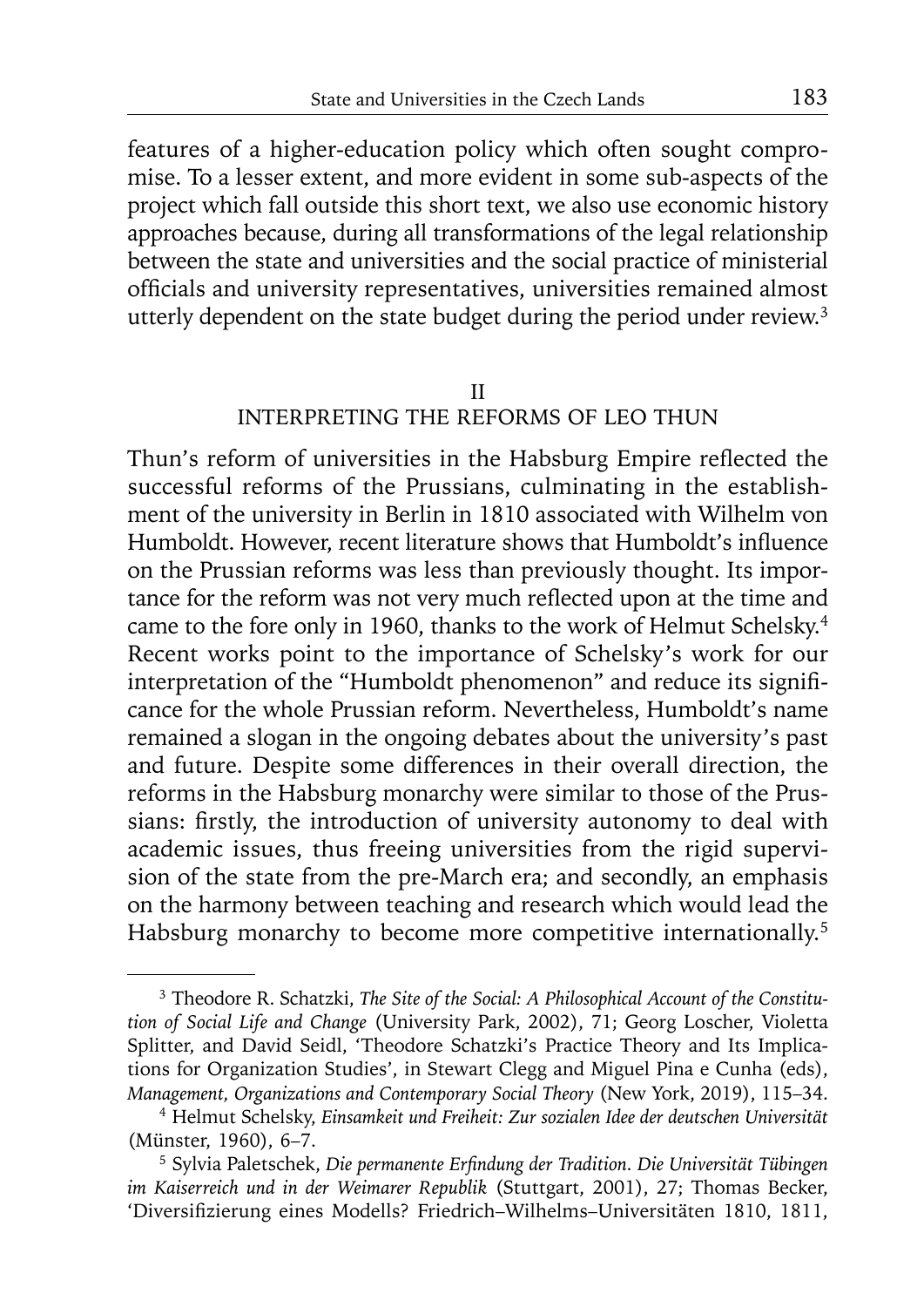features of a higher-education policy which often sought compromise. To a lesser extent, and more evident in some sub-aspects of the project which fall outside this short text, we also use economic history approaches because, during all transformations of the legal relationship between the state and universities and the social practice of ministerial officials and university representatives, universities remained almost utterly dependent on the state budget during the period under review.[3]

## II
## INTERPRETING THE REFORMS OF LEO THUN

Thun's reform of universities in the Habsburg Empire reflected the successful reforms of the Prussians, culminating in the establishment of the university in Berlin in 1810 associated with Wilhelm von Humboldt. However, recent literature shows that Humboldt's influence on the Prussian reforms was less than previously thought. Its importance for the reform was not very much reflected upon at the time and came to the fore only in 1960, thanks to the work of Helmut Schelsky.[4] Recent works point to the importance of Schelsky's work for our interpretation of the "Humboldt phenomenon" and reduce its significance for the whole Prussian reform. Nevertheless, Humboldt's name remained a slogan in the ongoing debates about the university's past and future. Despite some differences in their overall direction, the reforms in the Habsburg monarchy were similar to those of the Prussians: firstly, the introduction of university autonomy to deal with academic issues, thus freeing universities from the rigid supervision of the state from the pre-March era; and secondly, an emphasis on the harmony between teaching and research which would lead the Habsburg monarchy to become more competitive internationally.[5]

---

[3] Theodore R. Schatzki, *The Site of the Social: A Philosophical Account of the Constitution of Social Life and Change* (University Park, 2002), 71; Georg Loscher, Violetta Splitter, and David Seidl, 'Theodore Schatzki's Practice Theory and Its Implications for Organization Studies', in Stewart Clegg and Miguel Pina e Cunha (eds), *Management, Organizations and Contemporary Social Theory* (New York, 2019), 115–34.

[4] Helmut Schelsky, *Einsamkeit und Freiheit: Zur sozialen Idee der deutschen Universität* (Münster, 1960), 6–7.

[5] Sylvia Paletschek, *Die permanente Erfindung der Tradition. Die Universität Tübingen im Kaiserreich und in der Weimarer Republik* (Stuttgart, 2001), 27; Thomas Becker, 'Diversifizierung eines Modells? Friedrich–Wilhelms–Universitäten 1810, 1811,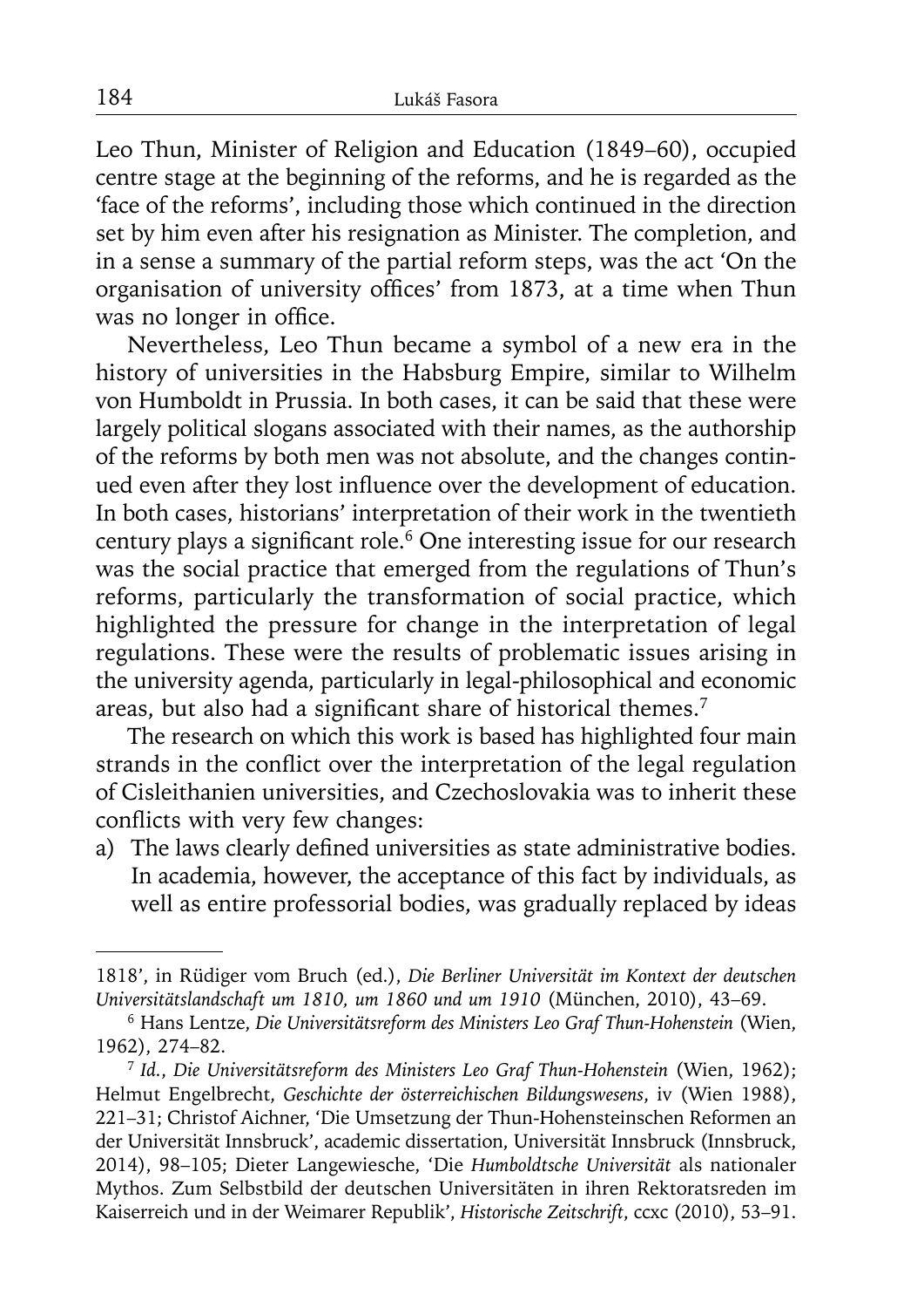Leo Thun, Minister of Religion and Education (1849–60), occupied centre stage at the beginning of the reforms, and he is regarded as the 'face of the reforms', including those which continued in the direction set by him even after his resignation as Minister. The completion, and in a sense a summary of the partial reform steps, was the act 'On the organisation of university offices' from 1873, at a time when Thun was no longer in office.

Nevertheless, Leo Thun became a symbol of a new era in the history of universities in the Habsburg Empire, similar to Wilhelm von Humboldt in Prussia. In both cases, it can be said that these were largely political slogans associated with their names, as the authorship of the reforms by both men was not absolute, and the changes continued even after they lost influence over the development of education. In both cases, historians' interpretation of their work in the twentieth century plays a significant role.[6] One interesting issue for our research was the social practice that emerged from the regulations of Thun's reforms, particularly the transformation of social practice, which highlighted the pressure for change in the interpretation of legal regulations. These were the results of problematic issues arising in the university agenda, particularly in legal-philosophical and economic areas, but also had a significant share of historical themes.[7]

The research on which this work is based has highlighted four main strands in the conflict over the interpretation of the legal regulation of Cisleithanien universities, and Czechoslovakia was to inherit these conflicts with very few changes:

a) The laws clearly defined universities as state administrative bodies. In academia, however, the acceptance of this fact by individuals, as well as entire professorial bodies, was gradually replaced by ideas

---

1818', in Rüdiger vom Bruch (ed.), *Die Berliner Universität im Kontext der deutschen Universitätslandschaft um 1810, um 1860 und um 1910* (München, 2010), 43–69.

[6] Hans Lentze, *Die Universitätsreform des Ministers Leo Graf Thun-Hohenstein* (Wien, 1962), 274–82.

[7] *Id.*, *Die Universitätsreform des Ministers Leo Graf Thun-Hohenstein* (Wien, 1962); Helmut Engelbrecht, *Geschichte der österreichischen Bildungswesens*, iv (Wien 1988), 221–31; Christof Aichner, 'Die Umsetzung der Thun-Hohensteinschen Reformen an der Universität Innsbruck', academic dissertation, Universität Innsbruck (Innsbruck, 2014), 98–105; Dieter Langewiesche, 'Die *Humboldtsche Universität* als nationaler Mythos. Zum Selbstbild der deutschen Universitäten in ihren Rektoratsreden im Kaiserreich und in der Weimarer Republik', *Historische Zeitschrift*, ccxc (2010), 53–91.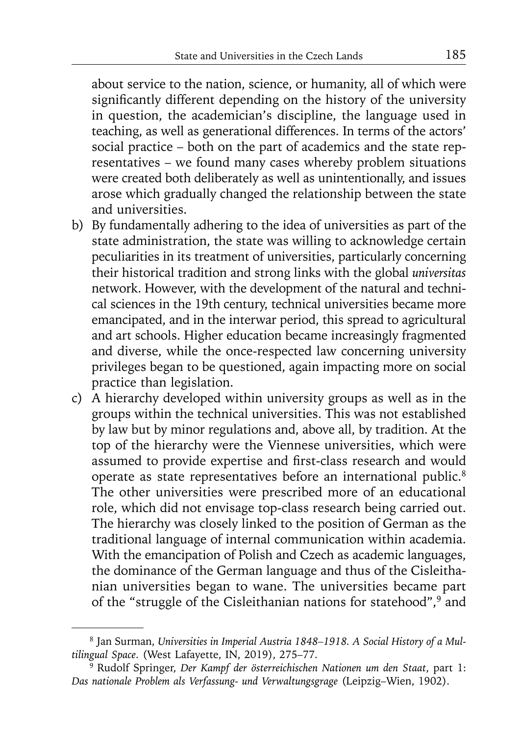about service to the nation, science, or humanity, all of which were significantly different depending on the history of the university in question, the academician's discipline, the language used in teaching, as well as generational differences. In terms of the actors' social practice – both on the part of academics and the state representatives – we found many cases whereby problem situations were created both deliberately as well as unintentionally, and issues arose which gradually changed the relationship between the state and universities.

b) By fundamentally adhering to the idea of universities as part of the state administration, the state was willing to acknowledge certain peculiarities in its treatment of universities, particularly concerning their historical tradition and strong links with the global *universitas* network. However, with the development of the natural and technical sciences in the 19th century, technical universities became more emancipated, and in the interwar period, this spread to agricultural and art schools. Higher education became increasingly fragmented and diverse, while the once-respected law concerning university privileges began to be questioned, again impacting more on social practice than legislation.

c) A hierarchy developed within university groups as well as in the groups within the technical universities. This was not established by law but by minor regulations and, above all, by tradition. At the top of the hierarchy were the Viennese universities, which were assumed to provide expertise and first-class research and would operate as state representatives before an international public.[8] The other universities were prescribed more of an educational role, which did not envisage top-class research being carried out. The hierarchy was closely linked to the position of German as the traditional language of internal communication within academia. With the emancipation of Polish and Czech as academic languages, the dominance of the German language and thus of the Cisleithanian universities began to wane. The universities became part of the "struggle of the Cisleithanian nations for statehood",[9] and

---

[8] Jan Surman, *Universities in Imperial Austria 1848–1918. A Social History of a Multilingual Space*. (West Lafayette, IN, 2019), 275–77.

[9] Rudolf Springer, *Der Kampf der österreichischen Nationen um den Staat*, part 1: *Das nationale Problem als Verfassung- und Verwaltungsgrage* (Leipzig–Wien, 1902).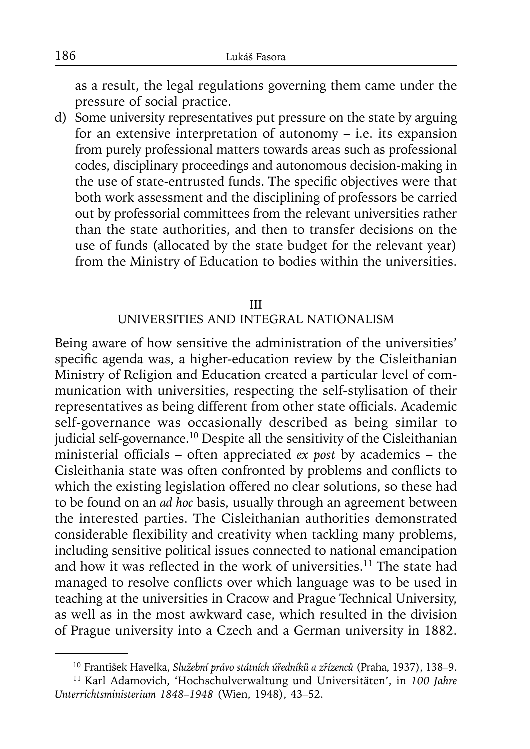as a result, the legal regulations governing them came under the pressure of social practice.

d) Some university representatives put pressure on the state by arguing for an extensive interpretation of autonomy – i.e. its expansion from purely professional matters towards areas such as professional codes, disciplinary proceedings and autonomous decision-making in the use of state-entrusted funds. The specific objectives were that both work assessment and the disciplining of professors be carried out by professorial committees from the relevant universities rather than the state authorities, and then to transfer decisions on the use of funds (allocated by the state budget for the relevant year) from the Ministry of Education to bodies within the universities.

## III
## UNIVERSITIES AND INTEGRAL NATIONALISM

Being aware of how sensitive the administration of the universities' specific agenda was, a higher-education review by the Cisleithanian Ministry of Religion and Education created a particular level of communication with universities, respecting the self-stylisation of their representatives as being different from other state officials. Academic self-governance was occasionally described as being similar to judicial self-governance.[10] Despite all the sensitivity of the Cisleithanian ministerial officials – often appreciated *ex post* by academics – the Cisleithania state was often confronted by problems and conflicts to which the existing legislation offered no clear solutions, so these had to be found on an *ad hoc* basis, usually through an agreement between the interested parties. The Cisleithanian authorities demonstrated considerable flexibility and creativity when tackling many problems, including sensitive political issues connected to national emancipation and how it was reflected in the work of universities.[11] The state had managed to resolve conflicts over which language was to be used in teaching at the universities in Cracow and Prague Technical University, as well as in the most awkward case, which resulted in the division of Prague university into a Czech and a German university in 1882.

---

[10] František Havelka, *Služební právo státních úředníků a zřízenců* (Praha, 1937), 138–9.

[11] Karl Adamovich, 'Hochschulverwaltung und Universitäten', in *100 Jahre Unterrichtsministerium 1848–1948* (Wien, 1948), 43–52.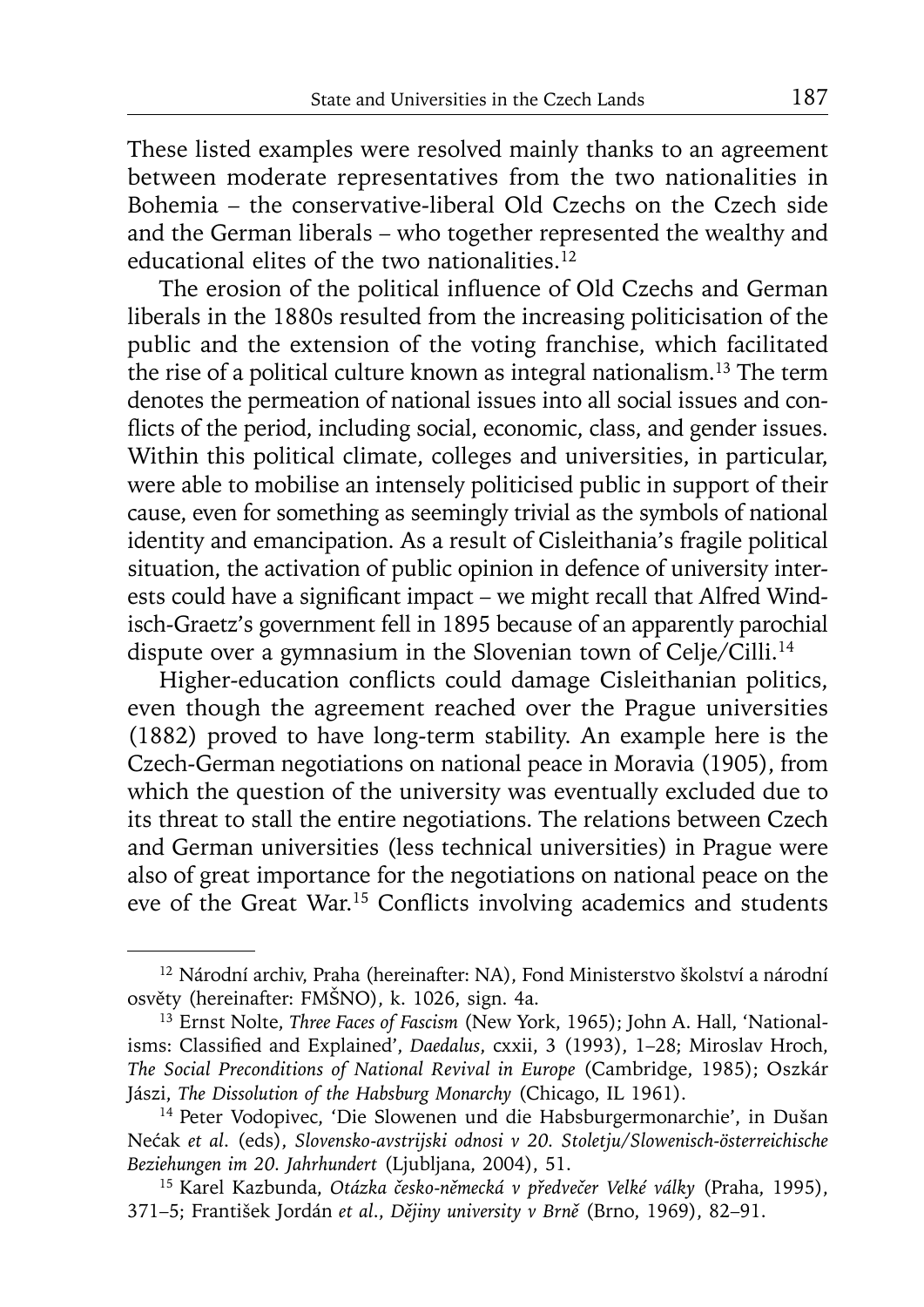These listed examples were resolved mainly thanks to an agreement between moderate representatives from the two nationalities in Bohemia – the conservative-liberal Old Czechs on the Czech side and the German liberals – who together represented the wealthy and educational elites of the two nationalities.[12]

The erosion of the political influence of Old Czechs and German liberals in the 1880s resulted from the increasing politicisation of the public and the extension of the voting franchise, which facilitated the rise of a political culture known as integral nationalism.[13] The term denotes the permeation of national issues into all social issues and conflicts of the period, including social, economic, class, and gender issues. Within this political climate, colleges and universities, in particular, were able to mobilise an intensely politicised public in support of their cause, even for something as seemingly trivial as the symbols of national identity and emancipation. As a result of Cisleithania's fragile political situation, the activation of public opinion in defence of university interests could have a significant impact – we might recall that Alfred Windisch-Graetz's government fell in 1895 because of an apparently parochial dispute over a gymnasium in the Slovenian town of Celje/Cilli.[14]

Higher-education conflicts could damage Cisleithanian politics, even though the agreement reached over the Prague universities (1882) proved to have long-term stability. An example here is the Czech-German negotiations on national peace in Moravia (1905), from which the question of the university was eventually excluded due to its threat to stall the entire negotiations. The relations between Czech and German universities (less technical universities) in Prague were also of great importance for the negotiations on national peace on the eve of the Great War.[15] Conflicts involving academics and students

---

[12] Národní archiv, Praha (hereinafter: NA), Fond Ministerstvo školství a národní osvěty (hereinafter: FMŠNO), k. 1026, sign. 4a.

[13] Ernst Nolte, *Three Faces of Fascism* (New York, 1965); John A. Hall, 'Nationalisms: Classified and Explained', *Daedalus*, cxxii, 3 (1993), 1–28; Miroslav Hroch, *The Social Preconditions of National Revival in Europe* (Cambridge, 1985); Oszkár Jászi, *The Dissolution of the Habsburg Monarchy* (Chicago, IL 1961).

[14] Peter Vodopivec, 'Die Slowenen und die Habsburgermonarchie', in Dušan Nećak *et al.* (eds), *Slovensko-avstrijski odnosi v 20. Stoletju/Slowenisch-österreichische Beziehungen im 20. Jahrhundert* (Ljubljana, 2004), 51.

[15] Karel Kazbunda, *Otázka česko-německá v předvečer Velké války* (Praha, 1995), 371–5; František Jordán *et al.*, *Dějiny university v Brně* (Brno, 1969), 82–91.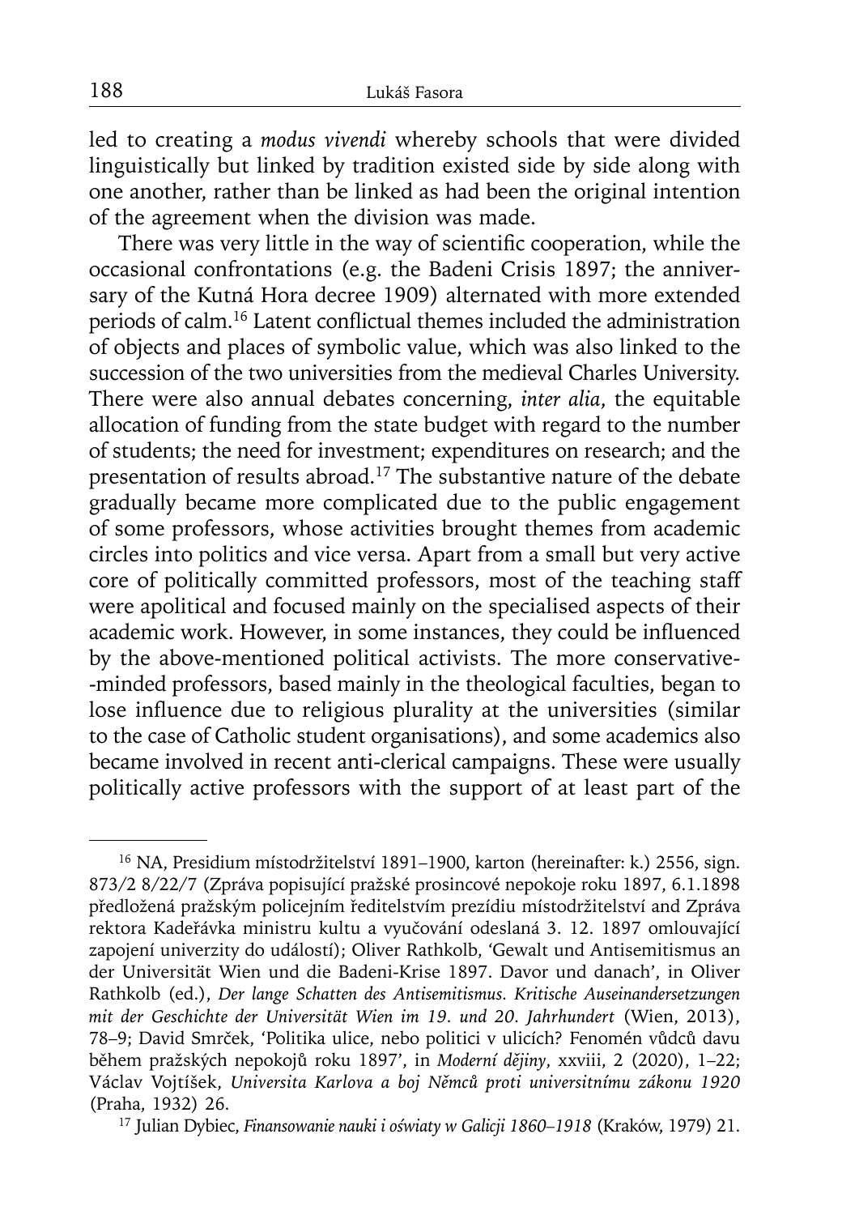led to creating a *modus vivendi* whereby schools that were divided linguistically but linked by tradition existed side by side along with one another, rather than be linked as had been the original intention of the agreement when the division was made.

There was very little in the way of scientific cooperation, while the occasional confrontations (e.g. the Badeni Crisis 1897; the anniversary of the Kutná Hora decree 1909) alternated with more extended periods of calm.[16] Latent conflictual themes included the administration of objects and places of symbolic value, which was also linked to the succession of the two universities from the medieval Charles University. There were also annual debates concerning, *inter alia*, the equitable allocation of funding from the state budget with regard to the number of students; the need for investment; expenditures on research; and the presentation of results abroad.[17] The substantive nature of the debate gradually became more complicated due to the public engagement of some professors, whose activities brought themes from academic circles into politics and vice versa. Apart from a small but very active core of politically committed professors, most of the teaching staff were apolitical and focused mainly on the specialised aspects of their academic work. However, in some instances, they could be influenced by the above-mentioned political activists. The more conservative-minded professors, based mainly in the theological faculties, began to lose influence due to religious plurality at the universities (similar to the case of Catholic student organisations), and some academics also became involved in recent anti-clerical campaigns. These were usually politically active professors with the support of at least part of the

---

[16] NA, Presidium místodržitelství 1891–1900, karton (hereinafter: k.) 2556, sign. 873/2 8/22/7 (Zpráva popisující pražské prosincové nepokoje roku 1897, 6.1.1898 předložená pražským policejním ředitelstvím prezídiu místodržitelství and Zpráva rektora Kadeřávka ministru kultu a vyučování odeslaná 3. 12. 1897 omlouvající zapojení univerzity do událostí); Oliver Rathkolb, 'Gewalt und Antisemitismus an der Universität Wien und die Badeni-Krise 1897. Davor und danach', in Oliver Rathkolb (ed.), *Der lange Schatten des Antisemitismus. Kritische Auseinandersetzungen mit der Geschichte der Universität Wien im 19. und 20. Jahrhundert* (Wien, 2013), 78–9; David Smrček, 'Politika ulice, nebo politici v ulicích? Fenomén vůdců davu během pražských nepokojů roku 1897', in *Moderní dějiny*, xxviii, 2 (2020), 1–22; Václav Vojtíšek, *Universita Karlova a boj Němců proti universitnímu zákonu 1920* (Praha, 1932) 26.

[17] Julian Dybiec, *Finansowanie nauki i oświaty w Galicji 1860–1918* (Kraków, 1979) 21.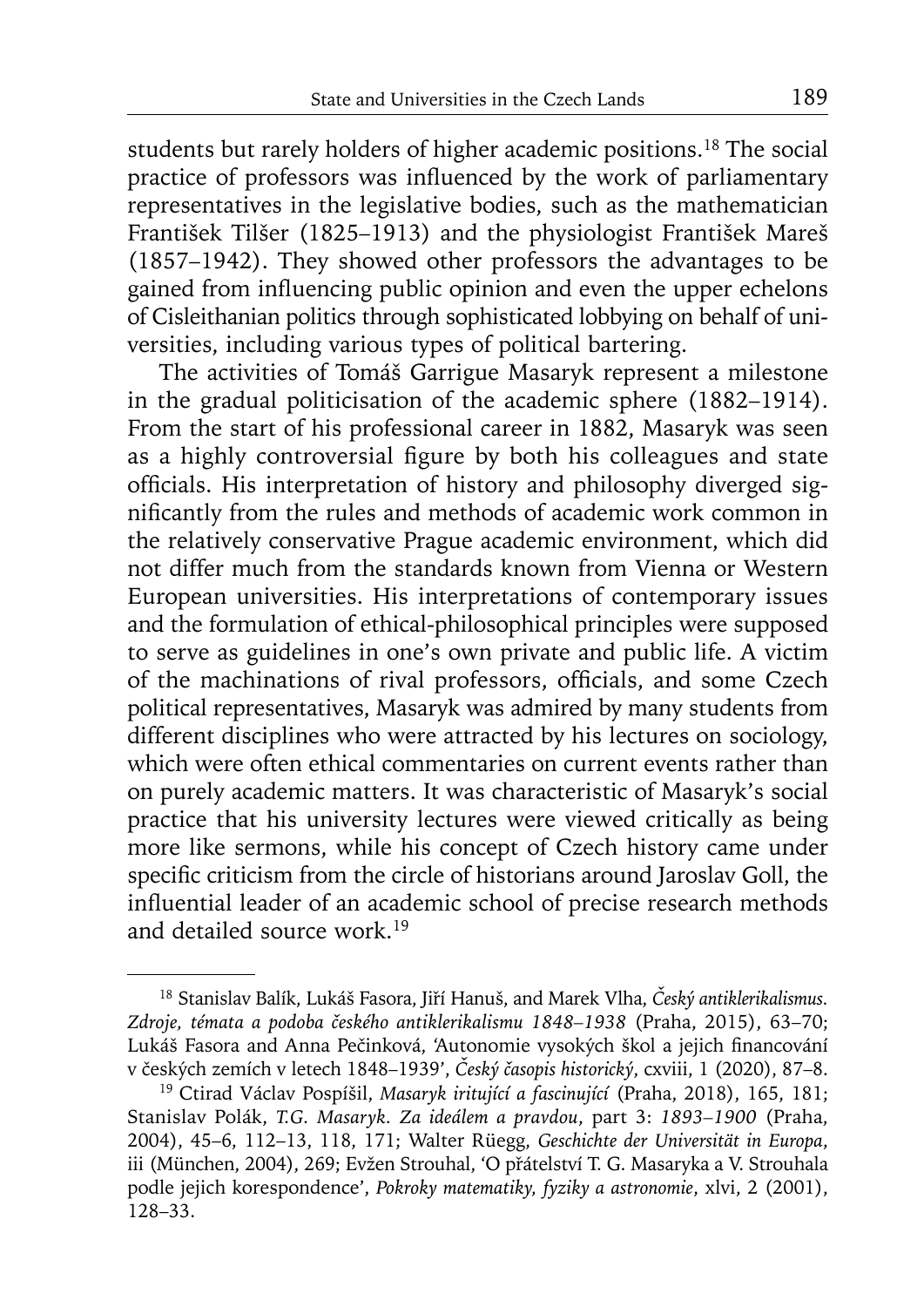students but rarely holders of higher academic positions.[18] The social practice of professors was influenced by the work of parliamentary representatives in the legislative bodies, such as the mathematician František Tilšer (1825–1913) and the physiologist František Mareš (1857–1942). They showed other professors the advantages to be gained from influencing public opinion and even the upper echelons of Cisleithanian politics through sophisticated lobbying on behalf of universities, including various types of political bartering.

The activities of Tomáš Garrigue Masaryk represent a milestone in the gradual politicisation of the academic sphere (1882–1914). From the start of his professional career in 1882, Masaryk was seen as a highly controversial figure by both his colleagues and state officials. His interpretation of history and philosophy diverged significantly from the rules and methods of academic work common in the relatively conservative Prague academic environment, which did not differ much from the standards known from Vienna or Western European universities. His interpretations of contemporary issues and the formulation of ethical-philosophical principles were supposed to serve as guidelines in one's own private and public life. A victim of the machinations of rival professors, officials, and some Czech political representatives, Masaryk was admired by many students from different disciplines who were attracted by his lectures on sociology, which were often ethical commentaries on current events rather than on purely academic matters. It was characteristic of Masaryk's social practice that his university lectures were viewed critically as being more like sermons, while his concept of Czech history came under specific criticism from the circle of historians around Jaroslav Goll, the influential leader of an academic school of precise research methods and detailed source work.[19]

---

[18] Stanislav Balík, Lukáš Fasora, Jiří Hanuš, and Marek Vlha, *Český antiklerikalismus. Zdroje, témata a podoba českého antiklerikalismu 1848–1938* (Praha, 2015), 63–70; Lukáš Fasora and Anna Pečinková, 'Autonomie vysokých škol a jejich financování v českých zemích v letech 1848–1939', *Český časopis historický*, cxviii, 1 (2020), 87–8.

[19] Ctirad Václav Pospíšil, *Masaryk iritující a fascinující* (Praha, 2018), 165, 181; Stanislav Polák, *T.G. Masaryk. Za ideálem a pravdou*, part 3: *1893–1900* (Praha, 2004), 45–6, 112–13, 118, 171; Walter Rüegg, *Geschichte der Universität in Europa*, iii (München, 2004), 269; Evžen Strouhal, 'O přátelství T. G. Masaryka a V. Strouhala podle jejich korespondence', *Pokroky matematiky, fyziky a astronomie*, xlvi, 2 (2001), 128–33.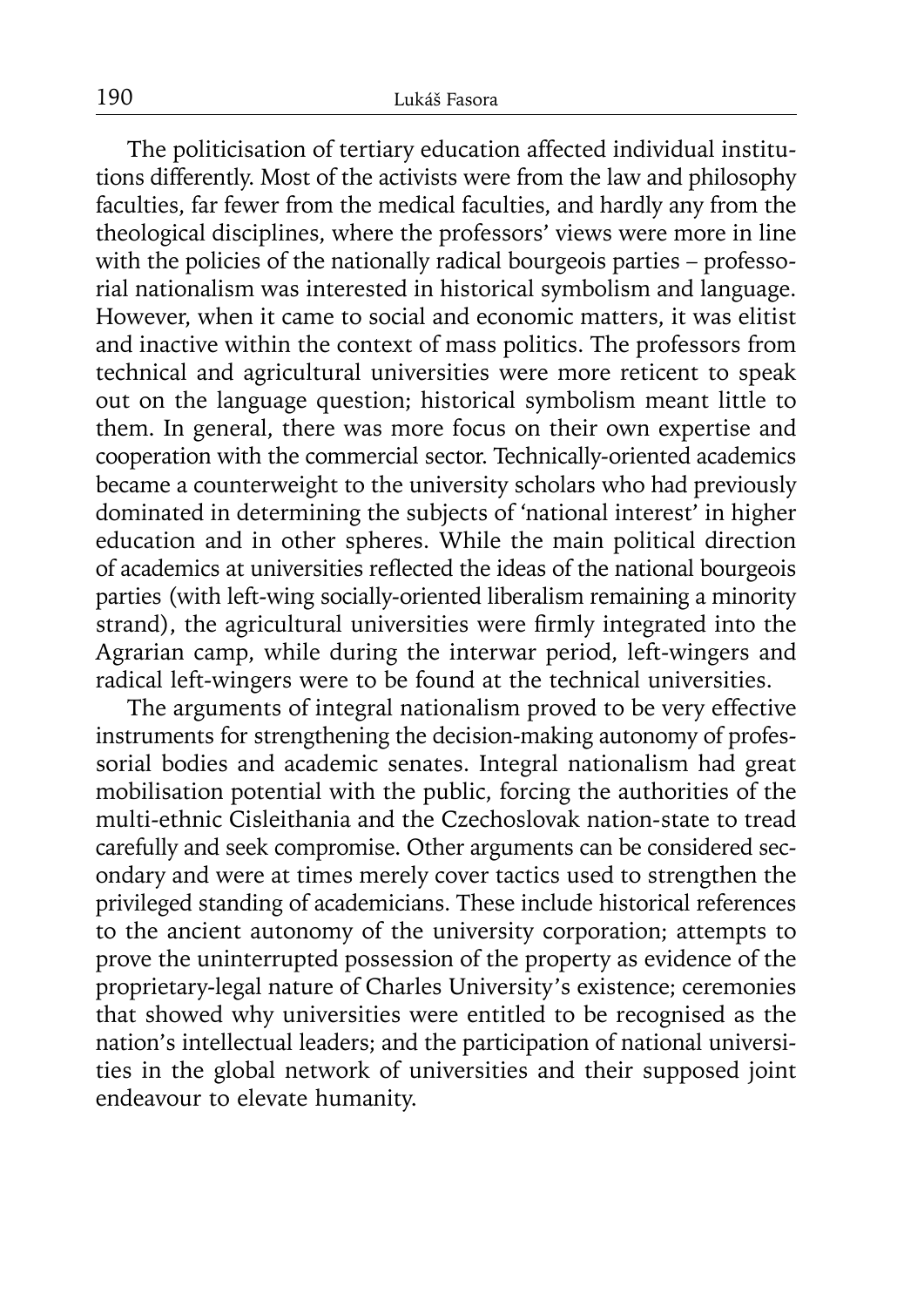The politicisation of tertiary education affected individual institutions differently. Most of the activists were from the law and philosophy faculties, far fewer from the medical faculties, and hardly any from the theological disciplines, where the professors' views were more in line with the policies of the nationally radical bourgeois parties – professorial nationalism was interested in historical symbolism and language. However, when it came to social and economic matters, it was elitist and inactive within the context of mass politics. The professors from technical and agricultural universities were more reticent to speak out on the language question; historical symbolism meant little to them. In general, there was more focus on their own expertise and cooperation with the commercial sector. Technically-oriented academics became a counterweight to the university scholars who had previously dominated in determining the subjects of 'national interest' in higher education and in other spheres. While the main political direction of academics at universities reflected the ideas of the national bourgeois parties (with left-wing socially-oriented liberalism remaining a minority strand), the agricultural universities were firmly integrated into the Agrarian camp, while during the interwar period, left-wingers and radical left-wingers were to be found at the technical universities.

The arguments of integral nationalism proved to be very effective instruments for strengthening the decision-making autonomy of professorial bodies and academic senates. Integral nationalism had great mobilisation potential with the public, forcing the authorities of the multi-ethnic Cisleithania and the Czechoslovak nation-state to tread carefully and seek compromise. Other arguments can be considered secondary and were at times merely cover tactics used to strengthen the privileged standing of academicians. These include historical references to the ancient autonomy of the university corporation; attempts to prove the uninterrupted possession of the property as evidence of the proprietary-legal nature of Charles University's existence; ceremonies that showed why universities were entitled to be recognised as the nation's intellectual leaders; and the participation of national universities in the global network of universities and their supposed joint endeavour to elevate humanity.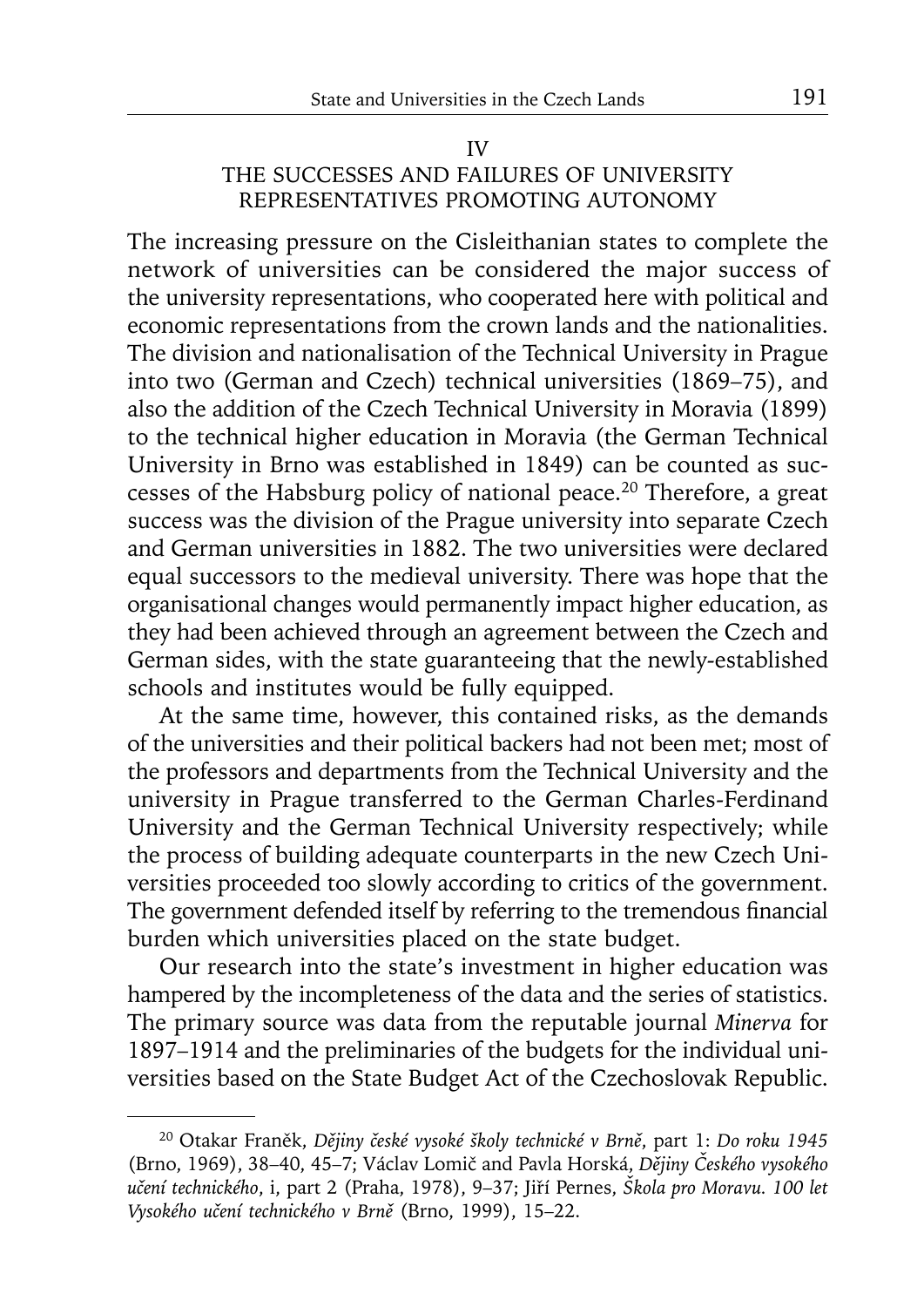## IV

## THE SUCCESSES AND FAILURES OF UNIVERSITY REPRESENTATIVES PROMOTING AUTONOMY

The increasing pressure on the Cisleithanian states to complete the network of universities can be considered the major success of the university representations, who cooperated here with political and economic representations from the crown lands and the nationalities. The division and nationalisation of the Technical University in Prague into two (German and Czech) technical universities (1869–75), and also the addition of the Czech Technical University in Moravia (1899) to the technical higher education in Moravia (the German Technical University in Brno was established in 1849) can be counted as successes of the Habsburg policy of national peace.[20] Therefore, a great success was the division of the Prague university into separate Czech and German universities in 1882. The two universities were declared equal successors to the medieval university. There was hope that the organisational changes would permanently impact higher education, as they had been achieved through an agreement between the Czech and German sides, with the state guaranteeing that the newly-established schools and institutes would be fully equipped.

At the same time, however, this contained risks, as the demands of the universities and their political backers had not been met; most of the professors and departments from the Technical University and the university in Prague transferred to the German Charles-Ferdinand University and the German Technical University respectively; while the process of building adequate counterparts in the new Czech Universities proceeded too slowly according to critics of the government. The government defended itself by referring to the tremendous financial burden which universities placed on the state budget.

Our research into the state's investment in higher education was hampered by the incompleteness of the data and the series of statistics. The primary source was data from the reputable journal *Minerva* for 1897–1914 and the preliminaries of the budgets for the individual universities based on the State Budget Act of the Czechoslovak Republic.

---

[20] Otakar Franěk, *Dějiny české vysoké školy technické v Brně*, part 1: *Do roku 1945* (Brno, 1969), 38–40, 45–7; Václav Lomič and Pavla Horská, *Dějiny Českého vysokého učení technického*, i, part 2 (Praha, 1978), 9–37; Jiří Pernes, *Škola pro Moravu. 100 let Vysokého učení technického v Brně* (Brno, 1999), 15–22.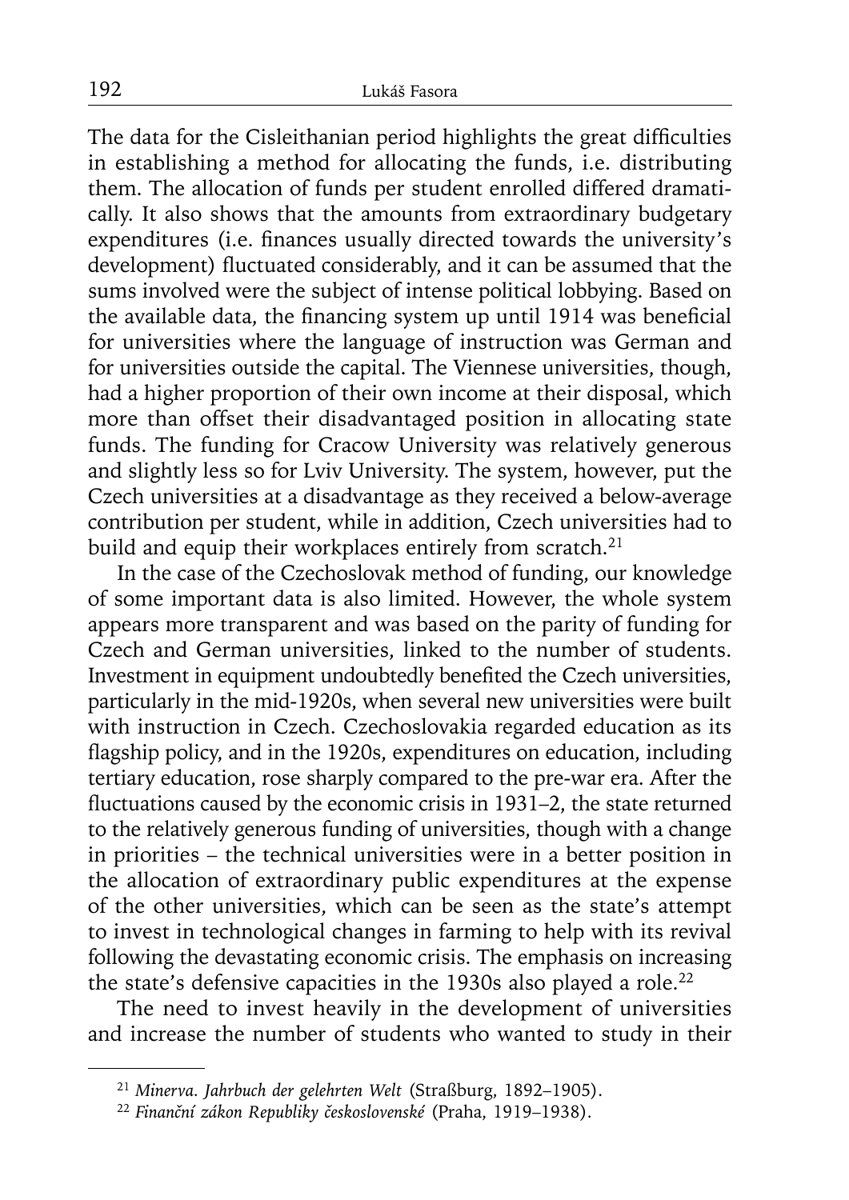The data for the Cisleithanian period highlights the great difficulties in establishing a method for allocating the funds, i.e. distributing them. The allocation of funds per student enrolled differed dramatically. It also shows that the amounts from extraordinary budgetary expenditures (i.e. finances usually directed towards the university's development) fluctuated considerably, and it can be assumed that the sums involved were the subject of intense political lobbying. Based on the available data, the financing system up until 1914 was beneficial for universities where the language of instruction was German and for universities outside the capital. The Viennese universities, though, had a higher proportion of their own income at their disposal, which more than offset their disadvantaged position in allocating state funds. The funding for Cracow University was relatively generous and slightly less so for Lviv University. The system, however, put the Czech universities at a disadvantage as they received a below-average contribution per student, while in addition, Czech universities had to build and equip their workplaces entirely from scratch.[21]

In the case of the Czechoslovak method of funding, our knowledge of some important data is also limited. However, the whole system appears more transparent and was based on the parity of funding for Czech and German universities, linked to the number of students. Investment in equipment undoubtedly benefited the Czech universities, particularly in the mid-1920s, when several new universities were built with instruction in Czech. Czechoslovakia regarded education as its flagship policy, and in the 1920s, expenditures on education, including tertiary education, rose sharply compared to the pre-war era. After the fluctuations caused by the economic crisis in 1931–2, the state returned to the relatively generous funding of universities, though with a change in priorities – the technical universities were in a better position in the allocation of extraordinary public expenditures at the expense of the other universities, which can be seen as the state's attempt to invest in technological changes in farming to help with its revival following the devastating economic crisis. The emphasis on increasing the state's defensive capacities in the 1930s also played a role.[22]

The need to invest heavily in the development of universities and increase the number of students who wanted to study in their

---

[21] *Minerva. Jahrbuch der gelehrten Welt* (Straßburg, 1892–1905).

[22] *Finanční zákon Republiky československé* (Praha, 1919–1938).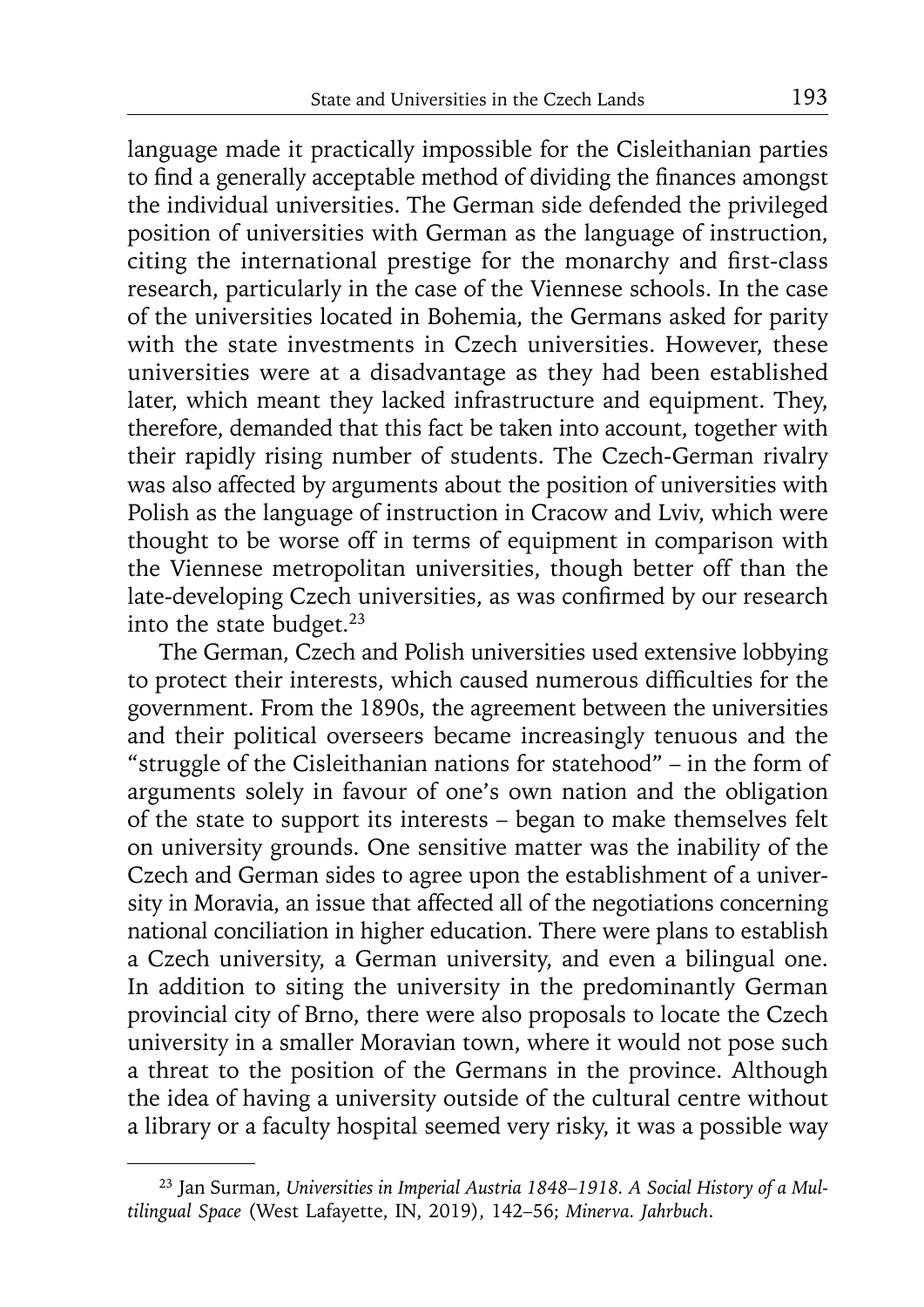language made it practically impossible for the Cisleithanian parties to find a generally acceptable method of dividing the finances amongst the individual universities. The German side defended the privileged position of universities with German as the language of instruction, citing the international prestige for the monarchy and first-class research, particularly in the case of the Viennese schools. In the case of the universities located in Bohemia, the Germans asked for parity with the state investments in Czech universities. However, these universities were at a disadvantage as they had been established later, which meant they lacked infrastructure and equipment. They, therefore, demanded that this fact be taken into account, together with their rapidly rising number of students. The Czech-German rivalry was also affected by arguments about the position of universities with Polish as the language of instruction in Cracow and Lviv, which were thought to be worse off in terms of equipment in comparison with the Viennese metropolitan universities, though better off than the late-developing Czech universities, as was confirmed by our research into the state budget.[23]

The German, Czech and Polish universities used extensive lobbying to protect their interests, which caused numerous difficulties for the government. From the 1890s, the agreement between the universities and their political overseers became increasingly tenuous and the "struggle of the Cisleithanian nations for statehood" – in the form of arguments solely in favour of one's own nation and the obligation of the state to support its interests – began to make themselves felt on university grounds. One sensitive matter was the inability of the Czech and German sides to agree upon the establishment of a university in Moravia, an issue that affected all of the negotiations concerning national conciliation in higher education. There were plans to establish a Czech university, a German university, and even a bilingual one. In addition to siting the university in the predominantly German provincial city of Brno, there were also proposals to locate the Czech university in a smaller Moravian town, where it would not pose such a threat to the position of the Germans in the province. Although the idea of having a university outside of the cultural centre without a library or a faculty hospital seemed very risky, it was a possible way

[23] Jan Surman, *Universities in Imperial Austria 1848–1918. A Social History of a Multilingual Space* (West Lafayette, IN, 2019), 142–56; *Minerva. Jahrbuch*.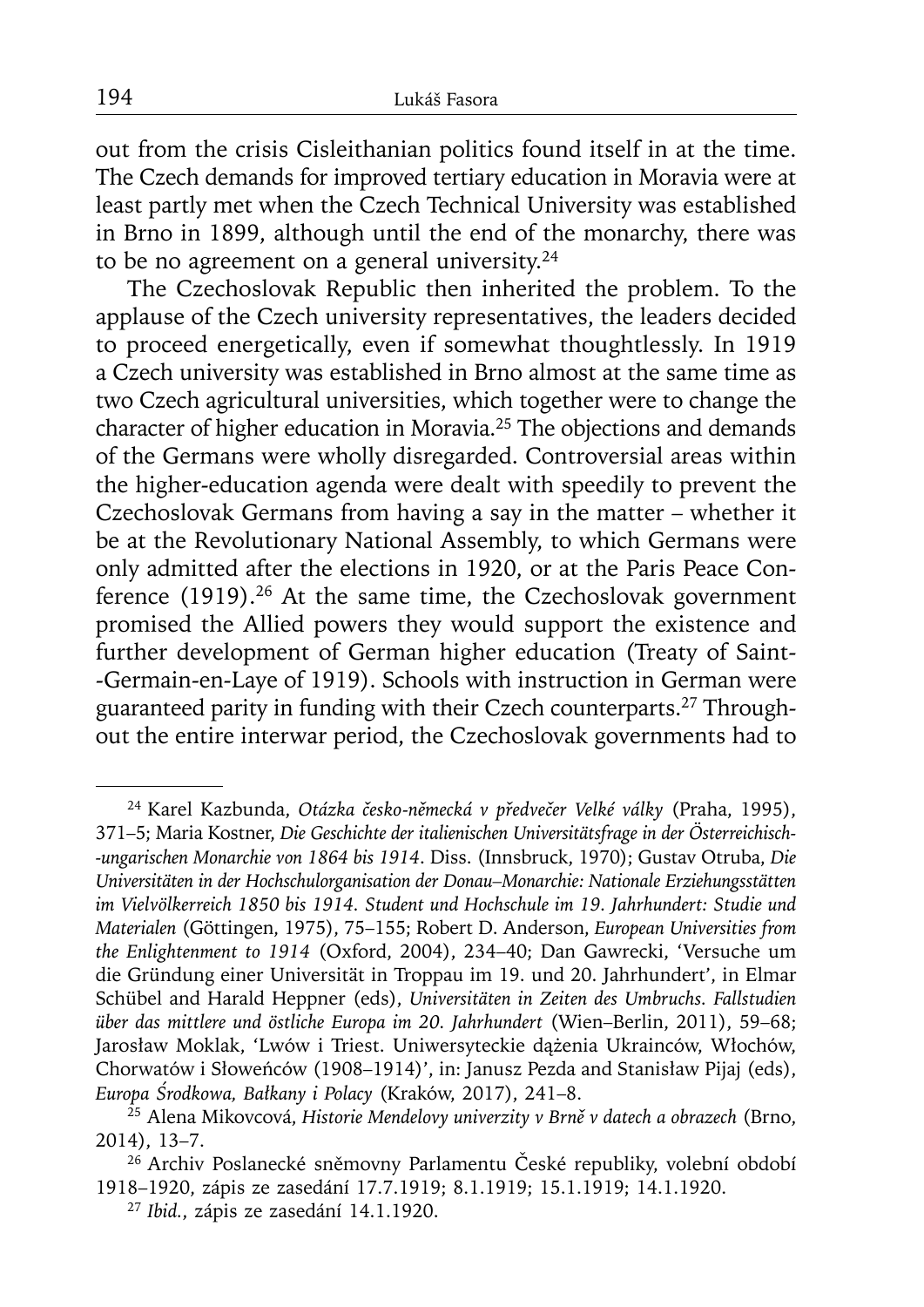out from the crisis Cisleithanian politics found itself in at the time. The Czech demands for improved tertiary education in Moravia were at least partly met when the Czech Technical University was established in Brno in 1899, although until the end of the monarchy, there was to be no agreement on a general university.[24]

The Czechoslovak Republic then inherited the problem. To the applause of the Czech university representatives, the leaders decided to proceed energetically, even if somewhat thoughtlessly. In 1919 a Czech university was established in Brno almost at the same time as two Czech agricultural universities, which together were to change the character of higher education in Moravia.[25] The objections and demands of the Germans were wholly disregarded. Controversial areas within the higher-education agenda were dealt with speedily to prevent the Czechoslovak Germans from having a say in the matter – whether it be at the Revolutionary National Assembly, to which Germans were only admitted after the elections in 1920, or at the Paris Peace Conference (1919).[26] At the same time, the Czechoslovak government promised the Allied powers they would support the existence and further development of German higher education (Treaty of Saint-Germain-en-Laye of 1919). Schools with instruction in German were guaranteed parity in funding with their Czech counterparts.[27] Throughout the entire interwar period, the Czechoslovak governments had to

---

[24] Karel Kazbunda, *Otázka česko-německá v předvečer Velké války* (Praha, 1995), 371–5; Maria Kostner, *Die Geschichte der italienischen Universitätsfrage in der Österreichisch-ungarischen Monarchie von 1864 bis 1914*. Diss. (Innsbruck, 1970); Gustav Otruba, *Die Universitäten in der Hochschulorganisation der Donau–Monarchie: Nationale Erziehungsstätten im Vielvölkerreich 1850 bis 1914. Student und Hochschule im 19. Jahrhundert: Studie und Materialen* (Göttingen, 1975), 75–155; Robert D. Anderson, *European Universities from the Enlightenment to 1914* (Oxford, 2004), 234–40; Dan Gawrecki, 'Versuche um die Gründung einer Universität in Troppau im 19. und 20. Jahrhundert', in Elmar Schübel and Harald Heppner (eds), *Universitäten in Zeiten des Umbruchs. Fallstudien über das mittlere und östliche Europa im 20. Jahrhundert* (Wien–Berlin, 2011), 59–68; Jarosław Moklak, 'Lwów i Triest. Uniwersyteckie dążenia Ukrainców, Włochów, Chorwatów i Słoweńców (1908–1914)', in: Janusz Pezda and Stanisław Pijaj (eds), *Europa Środkowa, Bałkany i Polacy* (Kraków, 2017), 241–8.

[25] Alena Mikovcová, *Historie Mendelovy univerzity v Brně v datech a obrazech* (Brno, 2014), 13–7.

[26] Archiv Poslanecké sněmovny Parlamentu České republiky, volební období 1918–1920, zápis ze zasedání 17.7.1919; 8.1.1919; 15.1.1919; 14.1.1920.

[27] *Ibid.*, zápis ze zasedání 14.1.1920.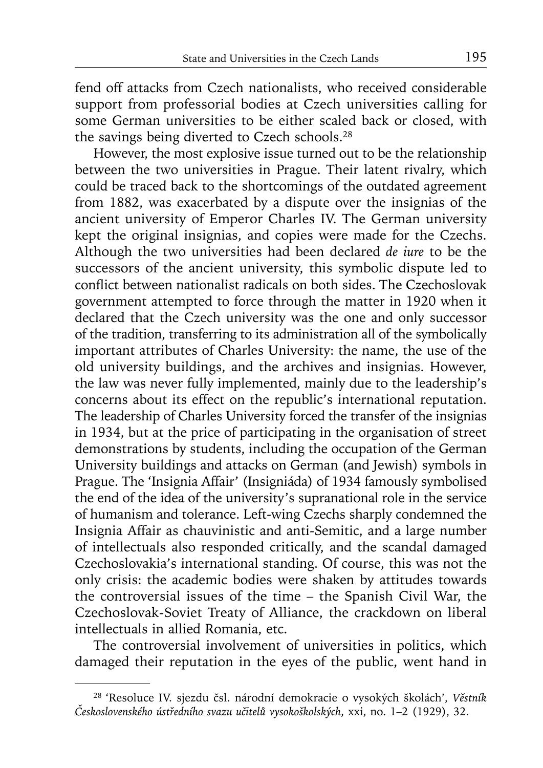fend off attacks from Czech nationalists, who received considerable support from professorial bodies at Czech universities calling for some German universities to be either scaled back or closed, with the savings being diverted to Czech schools.[28]

However, the most explosive issue turned out to be the relationship between the two universities in Prague. Their latent rivalry, which could be traced back to the shortcomings of the outdated agreement from 1882, was exacerbated by a dispute over the insignias of the ancient university of Emperor Charles IV. The German university kept the original insignias, and copies were made for the Czechs. Although the two universities had been declared *de iure* to be the successors of the ancient university, this symbolic dispute led to conflict between nationalist radicals on both sides. The Czechoslovak government attempted to force through the matter in 1920 when it declared that the Czech university was the one and only successor of the tradition, transferring to its administration all of the symbolically important attributes of Charles University: the name, the use of the old university buildings, and the archives and insignias. However, the law was never fully implemented, mainly due to the leadership's concerns about its effect on the republic's international reputation. The leadership of Charles University forced the transfer of the insignias in 1934, but at the price of participating in the organisation of street demonstrations by students, including the occupation of the German University buildings and attacks on German (and Jewish) symbols in Prague. The 'Insignia Affair' (Insigniáda) of 1934 famously symbolised the end of the idea of the university's supranational role in the service of humanism and tolerance. Left-wing Czechs sharply condemned the Insignia Affair as chauvinistic and anti-Semitic, and a large number of intellectuals also responded critically, and the scandal damaged Czechoslovakia's international standing. Of course, this was not the only crisis: the academic bodies were shaken by attitudes towards the controversial issues of the time – the Spanish Civil War, the Czechoslovak-Soviet Treaty of Alliance, the crackdown on liberal intellectuals in allied Romania, etc.

The controversial involvement of universities in politics, which damaged their reputation in the eyes of the public, went hand in

[28] 'Resoluce IV. sjezdu čsl. národní demokracie o vysokých školách', *Věstník Československého ústředního svazu učitelů vysokoškolských*, xxi, no. 1–2 (1929), 32.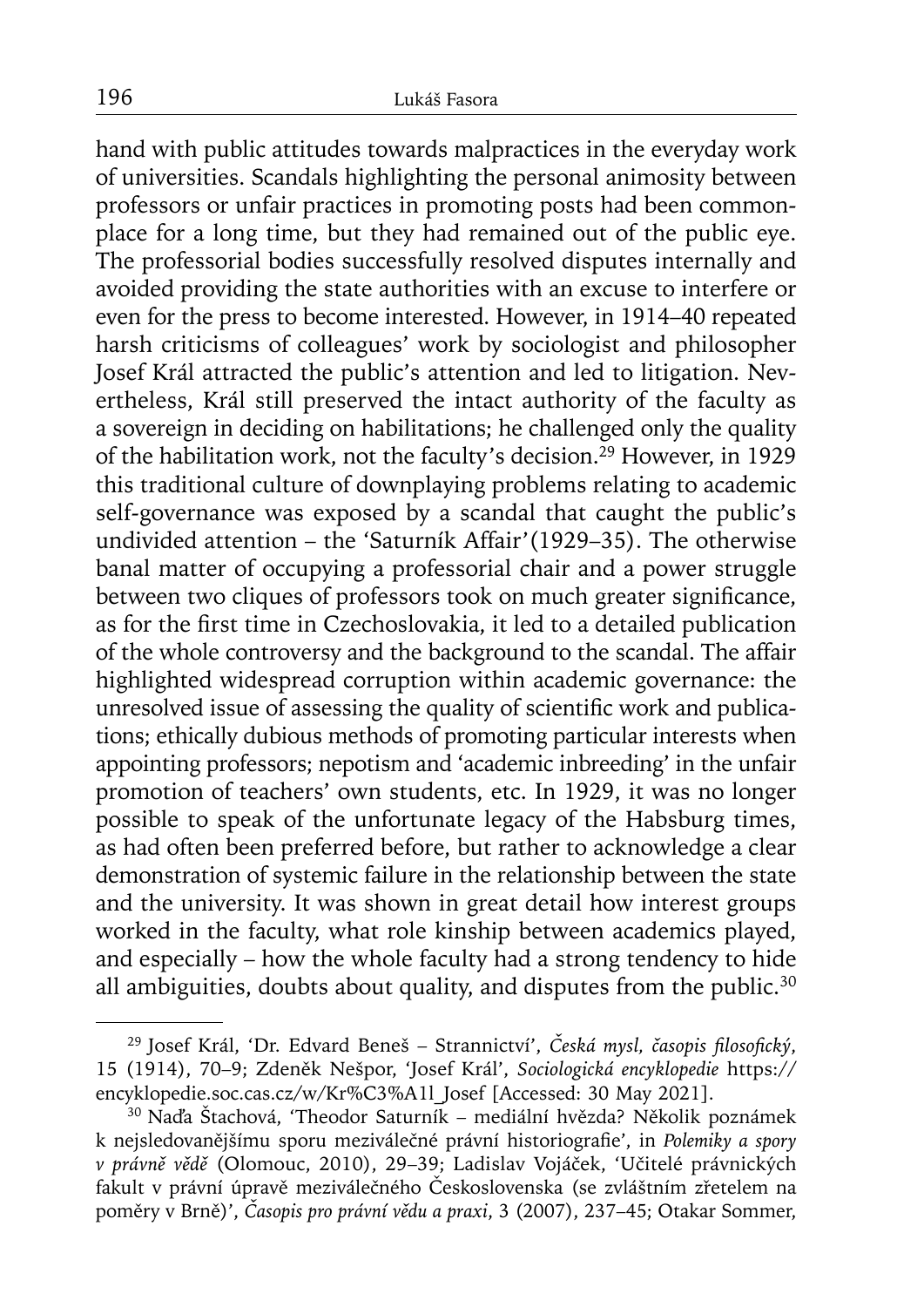hand with public attitudes towards malpractices in the everyday work of universities. Scandals highlighting the personal animosity between professors or unfair practices in promoting posts had been commonplace for a long time, but they had remained out of the public eye. The professorial bodies successfully resolved disputes internally and avoided providing the state authorities with an excuse to interfere or even for the press to become interested. However, in 1914–40 repeated harsh criticisms of colleagues' work by sociologist and philosopher Josef Král attracted the public's attention and led to litigation. Nevertheless, Král still preserved the intact authority of the faculty as a sovereign in deciding on habilitations; he challenged only the quality of the habilitation work, not the faculty's decision.[29] However, in 1929 this traditional culture of downplaying problems relating to academic self-governance was exposed by a scandal that caught the public's undivided attention – the 'Saturník Affair'(1929–35). The otherwise banal matter of occupying a professorial chair and a power struggle between two cliques of professors took on much greater significance, as for the first time in Czechoslovakia, it led to a detailed publication of the whole controversy and the background to the scandal. The affair highlighted widespread corruption within academic governance: the unresolved issue of assessing the quality of scientific work and publications; ethically dubious methods of promoting particular interests when appointing professors; nepotism and 'academic inbreeding' in the unfair promotion of teachers' own students, etc. In 1929, it was no longer possible to speak of the unfortunate legacy of the Habsburg times, as had often been preferred before, but rather to acknowledge a clear demonstration of systemic failure in the relationship between the state and the university. It was shown in great detail how interest groups worked in the faculty, what role kinship between academics played, and especially – how the whole faculty had a strong tendency to hide all ambiguities, doubts about quality, and disputes from the public.[30]

[29] Josef Král, 'Dr. Edvard Beneš – Strannictví', *Česká mysl, časopis filosofický*, 15 (1914), 70–9; Zdeněk Nešpor, 'Josef Král', *Sociologická encyklopedie* https://encyklopedie.soc.cas.cz/w/Kr%C3%A1l_Josef [Accessed: 30 May 2021].

[30] Naďa Štachová, 'Theodor Saturník – mediální hvězda? Několik poznámek k nejsledovanějšímu sporu meziválečné právní historiografie', in *Polemiky a spory v právně vědě* (Olomouc, 2010), 29–39; Ladislav Vojáček, 'Učitelé právnických fakult v právní úpravě meziválečného Československa (se zvláštním zřetelem na poměry v Brně)', *Časopis pro právní vědu a praxi*, 3 (2007), 237–45; Otakar Sommer,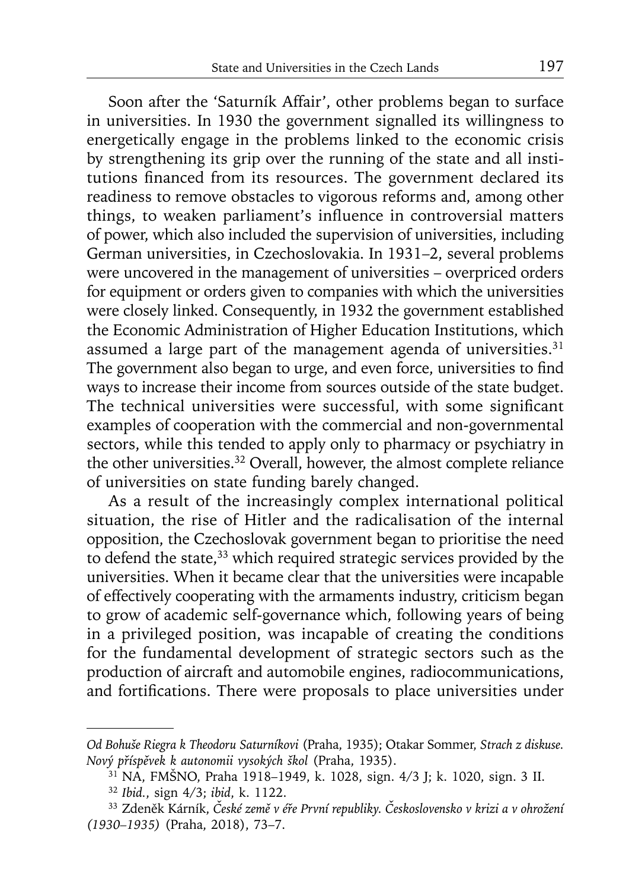Soon after the 'Saturník Affair', other problems began to surface in universities. In 1930 the government signalled its willingness to energetically engage in the problems linked to the economic crisis by strengthening its grip over the running of the state and all institutions financed from its resources. The government declared its readiness to remove obstacles to vigorous reforms and, among other things, to weaken parliament's influence in controversial matters of power, which also included the supervision of universities, including German universities, in Czechoslovakia. In 1931–2, several problems were uncovered in the management of universities – overpriced orders for equipment or orders given to companies with which the universities were closely linked. Consequently, in 1932 the government established the Economic Administration of Higher Education Institutions, which assumed a large part of the management agenda of universities.[31] The government also began to urge, and even force, universities to find ways to increase their income from sources outside of the state budget. The technical universities were successful, with some significant examples of cooperation with the commercial and non-governmental sectors, while this tended to apply only to pharmacy or psychiatry in the other universities.[32] Overall, however, the almost complete reliance of universities on state funding barely changed.

As a result of the increasingly complex international political situation, the rise of Hitler and the radicalisation of the internal opposition, the Czechoslovak government began to prioritise the need to defend the state,[33] which required strategic services provided by the universities. When it became clear that the universities were incapable of effectively cooperating with the armaments industry, criticism began to grow of academic self-governance which, following years of being in a privileged position, was incapable of creating the conditions for the fundamental development of strategic sectors such as the production of aircraft and automobile engines, radiocommunications, and fortifications. There were proposals to place universities under

---

*Od Bohuše Riegra k Theodoru Saturníkovi* (Praha, 1935); Otakar Sommer, *Strach z diskuse. Nový příspěvek k autonomii vysokých škol* (Praha, 1935).

[31] NA, FMŠNO, Praha 1918–1949, k. 1028, sign. 4/3 J; k. 1020, sign. 3 II.

[32] *Ibid.*, sign 4/3; *ibid*, k. 1122.

[33] Zdeněk Kárník, *České země v éře První republiky. Československo v krizi a v ohrožení (1930–1935)* (Praha, 2018), 73–7.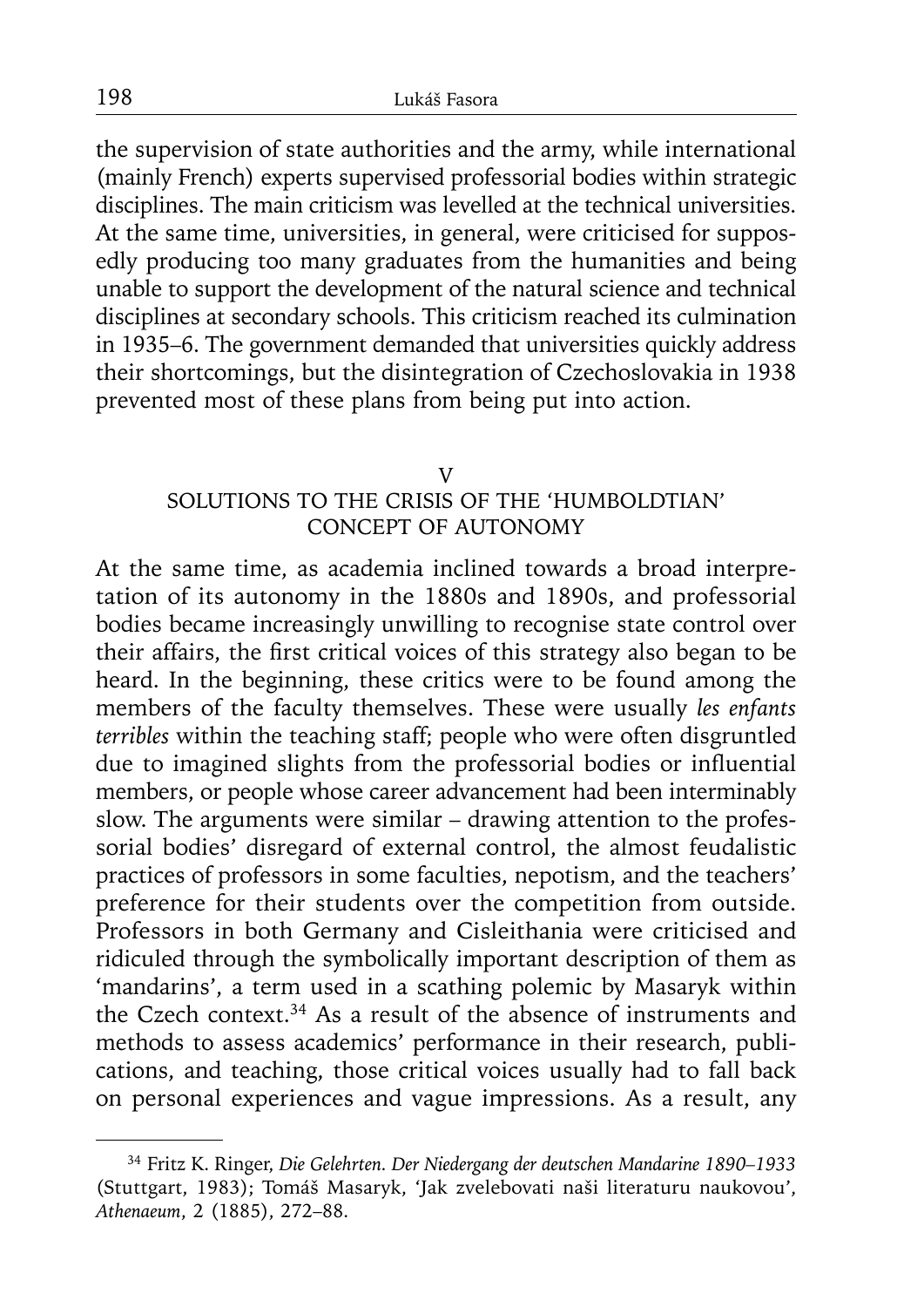the supervision of state authorities and the army, while international (mainly French) experts supervised professorial bodies within strategic disciplines. The main criticism was levelled at the technical universities. At the same time, universities, in general, were criticised for supposedly producing too many graduates from the humanities and being unable to support the development of the natural science and technical disciplines at secondary schools. This criticism reached its culmination in 1935–6. The government demanded that universities quickly address their shortcomings, but the disintegration of Czechoslovakia in 1938 prevented most of these plans from being put into action.

## V
## SOLUTIONS TO THE CRISIS OF THE 'HUMBOLDTIAN' CONCEPT OF AUTONOMY

At the same time, as academia inclined towards a broad interpretation of its autonomy in the 1880s and 1890s, and professorial bodies became increasingly unwilling to recognise state control over their affairs, the first critical voices of this strategy also began to be heard. In the beginning, these critics were to be found among the members of the faculty themselves. These were usually *les enfants terribles* within the teaching staff; people who were often disgruntled due to imagined slights from the professorial bodies or influential members, or people whose career advancement had been interminably slow. The arguments were similar – drawing attention to the professorial bodies' disregard of external control, the almost feudalistic practices of professors in some faculties, nepotism, and the teachers' preference for their students over the competition from outside. Professors in both Germany and Cisleithania were criticised and ridiculed through the symbolically important description of them as 'mandarins', a term used in a scathing polemic by Masaryk within the Czech context.[34] As a result of the absence of instruments and methods to assess academics' performance in their research, publications, and teaching, those critical voices usually had to fall back on personal experiences and vague impressions. As a result, any

---

[34] Fritz K. Ringer, *Die Gelehrten. Der Niedergang der deutschen Mandarine 1890–1933* (Stuttgart, 1983); Tomáš Masaryk, 'Jak zvelebovati naši literaturu naukovou', *Athenaeum*, 2 (1885), 272–88.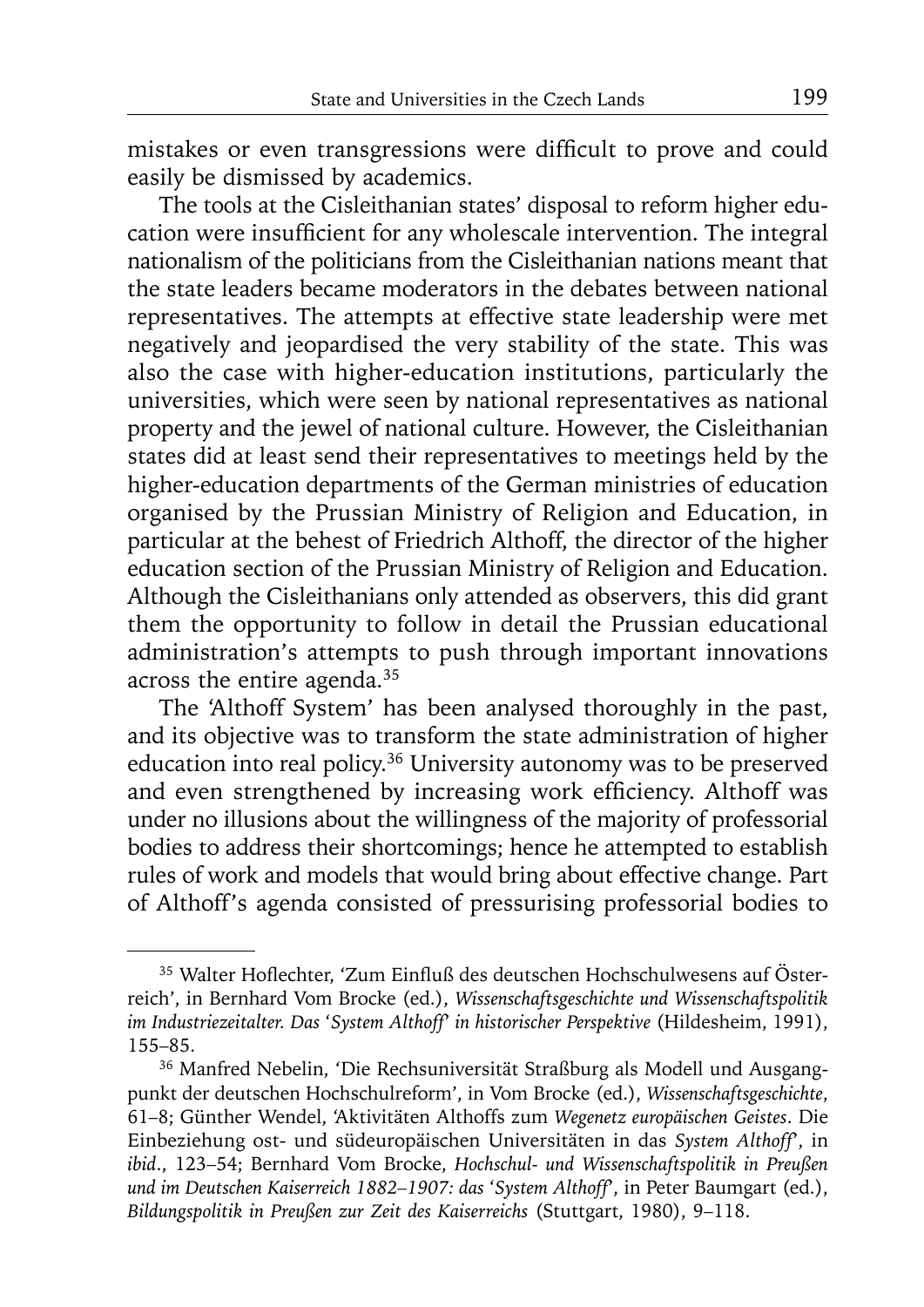mistakes or even transgressions were difficult to prove and could easily be dismissed by academics.

The tools at the Cisleithanian states' disposal to reform higher education were insufficient for any wholescale intervention. The integral nationalism of the politicians from the Cisleithanian nations meant that the state leaders became moderators in the debates between national representatives. The attempts at effective state leadership were met negatively and jeopardised the very stability of the state. This was also the case with higher-education institutions, particularly the universities, which were seen by national representatives as national property and the jewel of national culture. However, the Cisleithanian states did at least send their representatives to meetings held by the higher-education departments of the German ministries of education organised by the Prussian Ministry of Religion and Education, in particular at the behest of Friedrich Althoff, the director of the higher education section of the Prussian Ministry of Religion and Education. Although the Cisleithanians only attended as observers, this did grant them the opportunity to follow in detail the Prussian educational administration's attempts to push through important innovations across the entire agenda.[35]

The 'Althoff System' has been analysed thoroughly in the past, and its objective was to transform the state administration of higher education into real policy.[36] University autonomy was to be preserved and even strengthened by increasing work efficiency. Althoff was under no illusions about the willingness of the majority of professorial bodies to address their shortcomings; hence he attempted to establish rules of work and models that would bring about effective change. Part of Althoff's agenda consisted of pressurising professorial bodies to

---

[35] Walter Hoflechter, 'Zum Einfluß des deutschen Hochschulwesens auf Österreich', in Bernhard Vom Brocke (ed.), *Wissenschaftsgeschichte und Wissenschaftspolitik im Industriezeitalter. Das 'System Althoff' in historischer Perspektive* (Hildesheim, 1991), 155–85.

[36] Manfred Nebelin, 'Die Rechsuniversität Straßburg als Modell und Ausgangpunkt der deutschen Hochschulreform', in Vom Brocke (ed.), *Wissenschaftsgeschichte*, 61–8; Günther Wendel, 'Aktivitäten Althoffs zum *Wegenetz europäischen Geistes*. Die Einbeziehung ost- und südeuropäischen Universitäten in das *System Althoff*', in *ibid*., 123–54; Bernhard Vom Brocke, *Hochschul- und Wissenschaftspolitik in Preußen und im Deutschen Kaiserreich 1882–1907: das 'System Althoff'*, in Peter Baumgart (ed.), *Bildungspolitik in Preußen zur Zeit des Kaiserreichs* (Stuttgart, 1980), 9–118.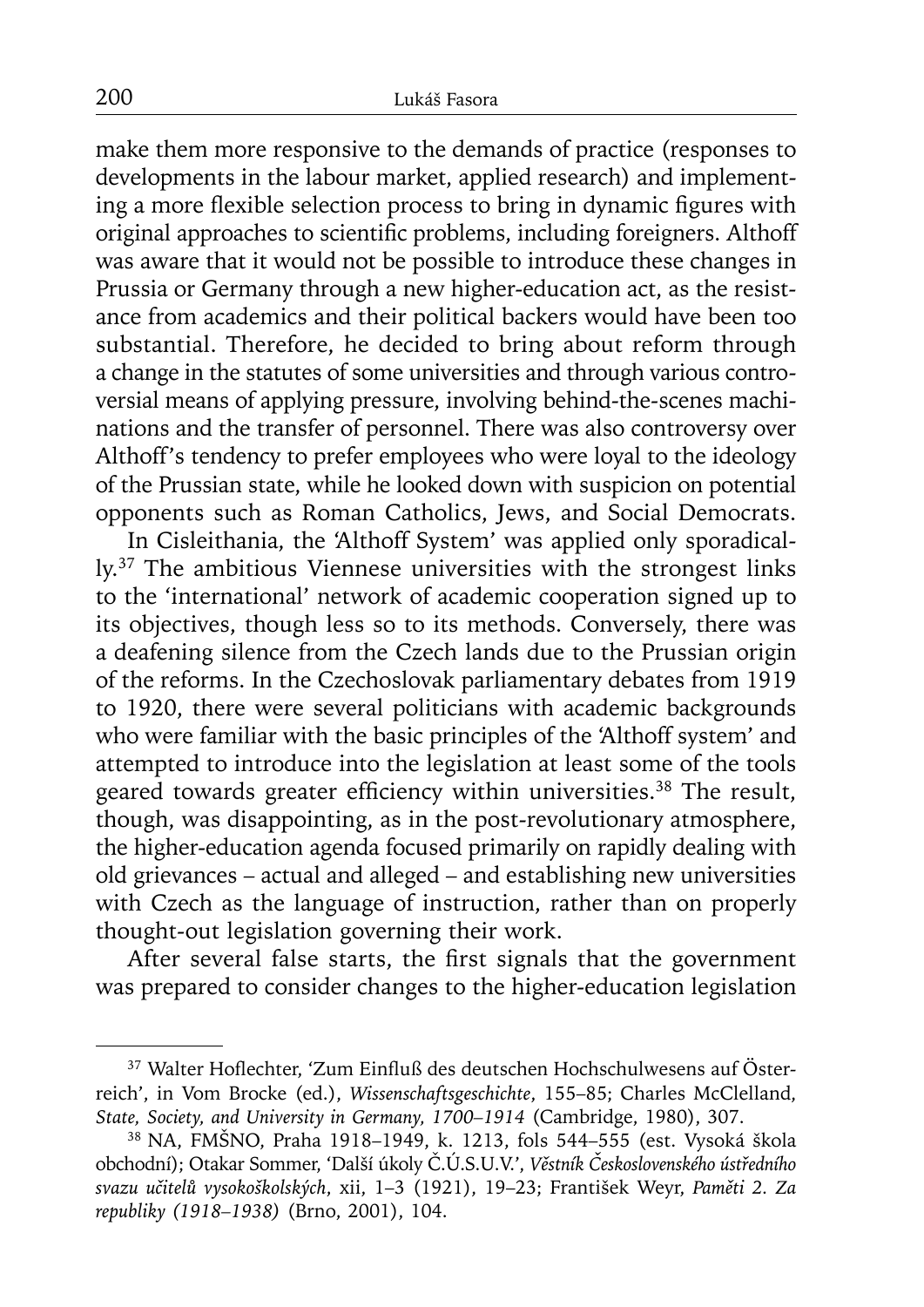make them more responsive to the demands of practice (responses to developments in the labour market, applied research) and implementing a more flexible selection process to bring in dynamic figures with original approaches to scientific problems, including foreigners. Althoff was aware that it would not be possible to introduce these changes in Prussia or Germany through a new higher-education act, as the resistance from academics and their political backers would have been too substantial. Therefore, he decided to bring about reform through a change in the statutes of some universities and through various controversial means of applying pressure, involving behind-the-scenes machinations and the transfer of personnel. There was also controversy over Althoff's tendency to prefer employees who were loyal to the ideology of the Prussian state, while he looked down with suspicion on potential opponents such as Roman Catholics, Jews, and Social Democrats.

In Cisleithania, the 'Althoff System' was applied only sporadically.[37] The ambitious Viennese universities with the strongest links to the 'international' network of academic cooperation signed up to its objectives, though less so to its methods. Conversely, there was a deafening silence from the Czech lands due to the Prussian origin of the reforms. In the Czechoslovak parliamentary debates from 1919 to 1920, there were several politicians with academic backgrounds who were familiar with the basic principles of the 'Althoff system' and attempted to introduce into the legislation at least some of the tools geared towards greater efficiency within universities.[38] The result, though, was disappointing, as in the post-revolutionary atmosphere, the higher-education agenda focused primarily on rapidly dealing with old grievances – actual and alleged – and establishing new universities with Czech as the language of instruction, rather than on properly thought-out legislation governing their work.

After several false starts, the first signals that the government was prepared to consider changes to the higher-education legislation

---

[37] Walter Hoflechter, 'Zum Einfluß des deutschen Hochschulwesens auf Österreich', in Vom Brocke (ed.), *Wissenschaftsgeschichte*, 155–85; Charles McClelland, *State, Society, and University in Germany, 1700–1914* (Cambridge, 1980), 307.

[38] NA, FMŠNO, Praha 1918–1949, k. 1213, fols 544–555 (est. Vysoká škola obchodní); Otakar Sommer, 'Další úkoly Č.Ú.S.U.V.', *Věstník Československého ústředního svazu učitelů vysokoškolských*, xii, 1–3 (1921), 19–23; František Weyr, *Paměti 2. Za republiky (1918–1938)* (Brno, 2001), 104.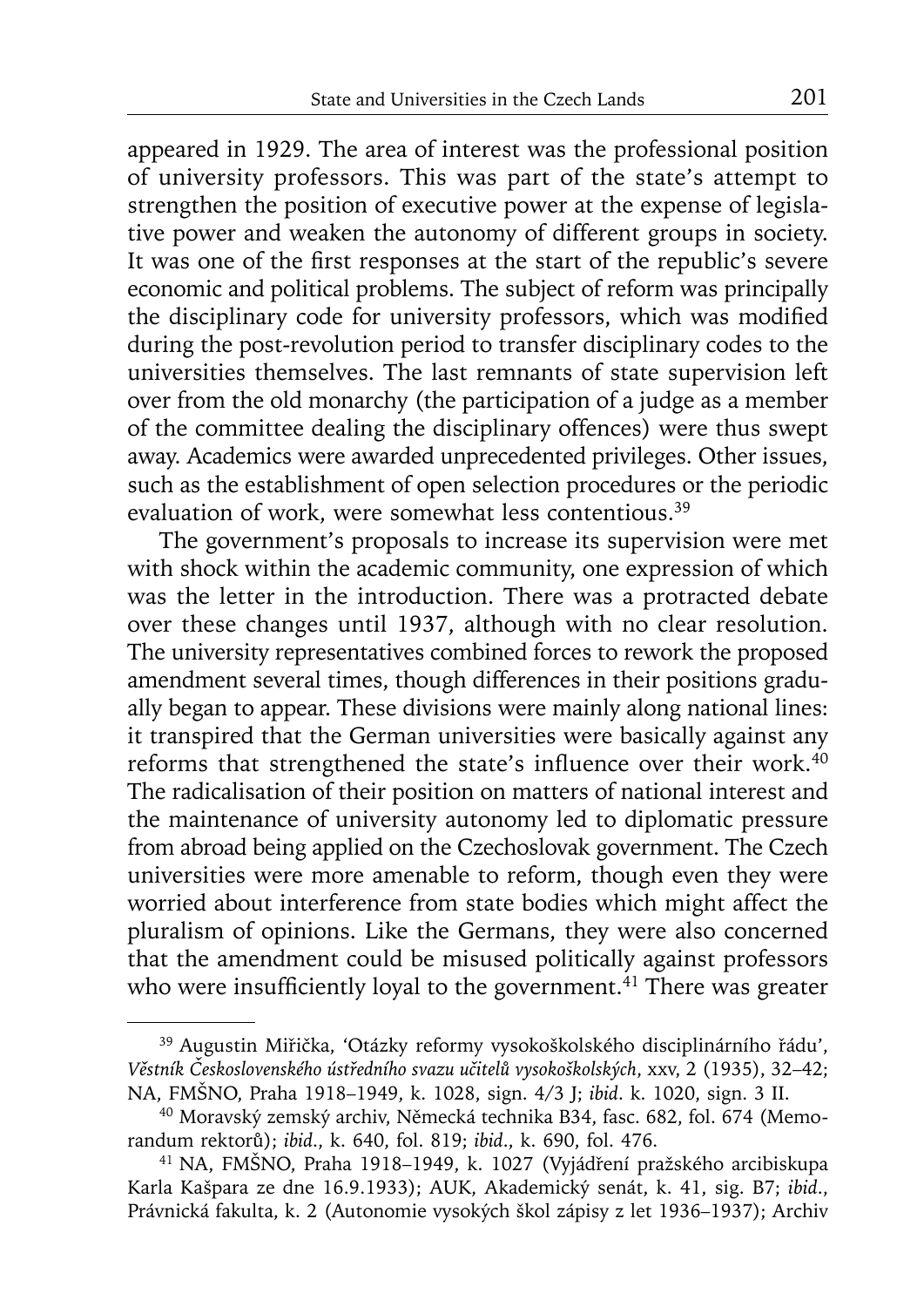appeared in 1929. The area of interest was the professional position of university professors. This was part of the state's attempt to strengthen the position of executive power at the expense of legislative power and weaken the autonomy of different groups in society. It was one of the first responses at the start of the republic's severe economic and political problems. The subject of reform was principally the disciplinary code for university professors, which was modified during the post-revolution period to transfer disciplinary codes to the universities themselves. The last remnants of state supervision left over from the old monarchy (the participation of a judge as a member of the committee dealing the disciplinary offences) were thus swept away. Academics were awarded unprecedented privileges. Other issues, such as the establishment of open selection procedures or the periodic evaluation of work, were somewhat less contentious.[39]

The government's proposals to increase its supervision were met with shock within the academic community, one expression of which was the letter in the introduction. There was a protracted debate over these changes until 1937, although with no clear resolution. The university representatives combined forces to rework the proposed amendment several times, though differences in their positions gradually began to appear. These divisions were mainly along national lines: it transpired that the German universities were basically against any reforms that strengthened the state's influence over their work.[40] The radicalisation of their position on matters of national interest and the maintenance of university autonomy led to diplomatic pressure from abroad being applied on the Czechoslovak government. The Czech universities were more amenable to reform, though even they were worried about interference from state bodies which might affect the pluralism of opinions. Like the Germans, they were also concerned that the amendment could be misused politically against professors who were insufficiently loyal to the government.[41] There was greater

---

[39] Augustin Miřička, 'Otázky reformy vysokoškolského disciplinárního řádu', *Věstník Československého ústředního svazu učitelů vysokoškolských*, xxv, 2 (1935), 32–42; NA, FMŠNO, Praha 1918–1949, k. 1028, sign. 4/3 J; *ibid*. k. 1020, sign. 3 II.

[40] Moravský zemský archiv, Německá technika B34, fasc. 682, fol. 674 (Memorandum rektorů); *ibid*., k. 640, fol. 819; *ibid*., k. 690, fol. 476.

[41] NA, FMŠNO, Praha 1918–1949, k. 1027 (Vyjádření pražského arcibiskupa Karla Kašpara ze dne 16.9.1933); AUK, Akademický senát, k. 41, sig. B7; *ibid*., Právnická fakulta, k. 2 (Autonomie vysokých škol zápisy z let 1936–1937); Archiv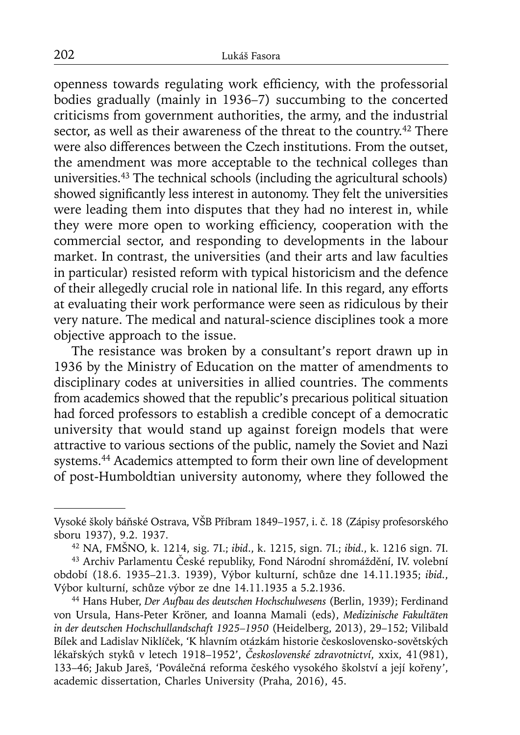openness towards regulating work efficiency, with the professorial bodies gradually (mainly in 1936–7) succumbing to the concerted criticisms from government authorities, the army, and the industrial sector, as well as their awareness of the threat to the country.[42] There were also differences between the Czech institutions. From the outset, the amendment was more acceptable to the technical colleges than universities.[43] The technical schools (including the agricultural schools) showed significantly less interest in autonomy. They felt the universities were leading them into disputes that they had no interest in, while they were more open to working efficiency, cooperation with the commercial sector, and responding to developments in the labour market. In contrast, the universities (and their arts and law faculties in particular) resisted reform with typical historicism and the defence of their allegedly crucial role in national life. In this regard, any efforts at evaluating their work performance were seen as ridiculous by their very nature. The medical and natural-science disciplines took a more objective approach to the issue.

The resistance was broken by a consultant's report drawn up in 1936 by the Ministry of Education on the matter of amendments to disciplinary codes at universities in allied countries. The comments from academics showed that the republic's precarious political situation had forced professors to establish a credible concept of a democratic university that would stand up against foreign models that were attractive to various sections of the public, namely the Soviet and Nazi systems.[44] Academics attempted to form their own line of development of post-Humboldtian university autonomy, where they followed the

---

Vysoké školy báňské Ostrava, VŠB Příbram 1849–1957, i. č. 18 (Zápisy profesorského sboru 1937), 9.2. 1937.

[42] NA, FMŠNO, k. 1214, sig. 7I.; *ibid*., k. 1215, sign. 7I.; *ibid*., k. 1216 sign. 7I.

[43] Archiv Parlamentu České republiky, Fond Národní shromáždění, IV. volební období (18.6. 1935–21.3. 1939), Výbor kulturní, schůze dne 14.11.1935; *ibid.*, Výbor kulturní, schůze výbor ze dne 14.11.1935 a 5.2.1936.

[44] Hans Huber, *Der Aufbau des deutschen Hochschulwesens* (Berlin, 1939); Ferdinand von Ursula, Hans-Peter Kröner, and Ioanna Mamali (eds), *Medizinische Fakultäten in der deutschen Hochschullandschaft 1925–1950* (Heidelberg, 2013), 29–152; Vilibald Bílek and Ladislav Niklíček, 'K hlavním otázkám historie československo-sovětských lékařských styků v letech 1918–1952', *Československé zdravotnictví*, xxix, 41(981), 133–46; Jakub Jareš, 'Poválečná reforma českého vysokého školství a její kořeny', academic dissertation, Charles University (Praha, 2016), 45.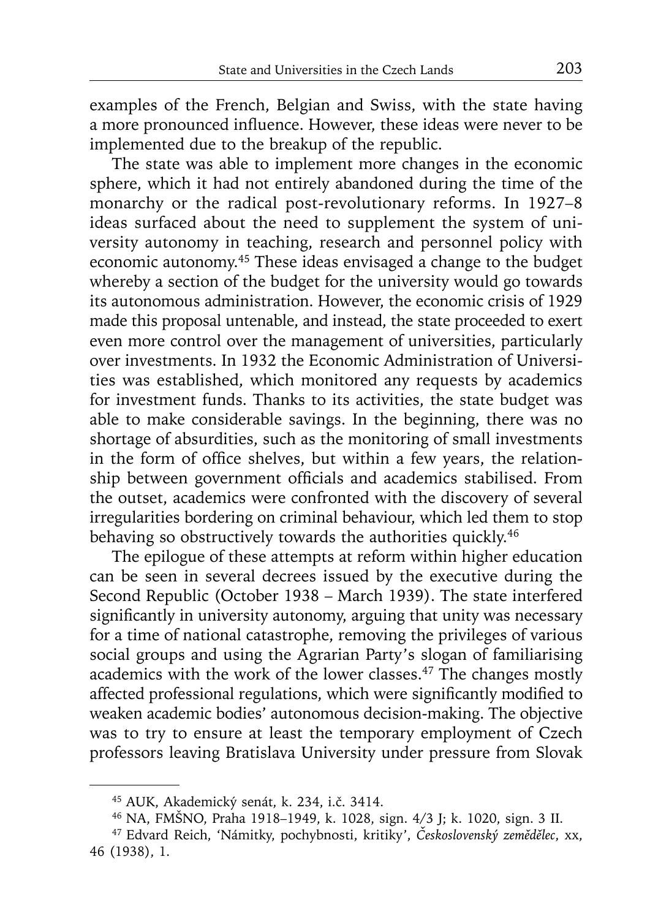examples of the French, Belgian and Swiss, with the state having a more pronounced influence. However, these ideas were never to be implemented due to the breakup of the republic.

The state was able to implement more changes in the economic sphere, which it had not entirely abandoned during the time of the monarchy or the radical post-revolutionary reforms. In 1927–8 ideas surfaced about the need to supplement the system of university autonomy in teaching, research and personnel policy with economic autonomy.[45] These ideas envisaged a change to the budget whereby a section of the budget for the university would go towards its autonomous administration. However, the economic crisis of 1929 made this proposal untenable, and instead, the state proceeded to exert even more control over the management of universities, particularly over investments. In 1932 the Economic Administration of Universities was established, which monitored any requests by academics for investment funds. Thanks to its activities, the state budget was able to make considerable savings. In the beginning, there was no shortage of absurdities, such as the monitoring of small investments in the form of office shelves, but within a few years, the relationship between government officials and academics stabilised. From the outset, academics were confronted with the discovery of several irregularities bordering on criminal behaviour, which led them to stop behaving so obstructively towards the authorities quickly.[46]

The epilogue of these attempts at reform within higher education can be seen in several decrees issued by the executive during the Second Republic (October 1938 – March 1939). The state interfered significantly in university autonomy, arguing that unity was necessary for a time of national catastrophe, removing the privileges of various social groups and using the Agrarian Party's slogan of familiarising academics with the work of the lower classes.[47] The changes mostly affected professional regulations, which were significantly modified to weaken academic bodies' autonomous decision-making. The objective was to try to ensure at least the temporary employment of Czech professors leaving Bratislava University under pressure from Slovak

---

[45] AUK, Akademický senát, k. 234, i.č. 3414.

[46] NA, FMŠNO, Praha 1918–1949, k. 1028, sign. 4/3 J; k. 1020, sign. 3 II.

[47] Edvard Reich, 'Námitky, pochybnosti, kritiky', *Československý zemědělec*, xx, 46 (1938), 1.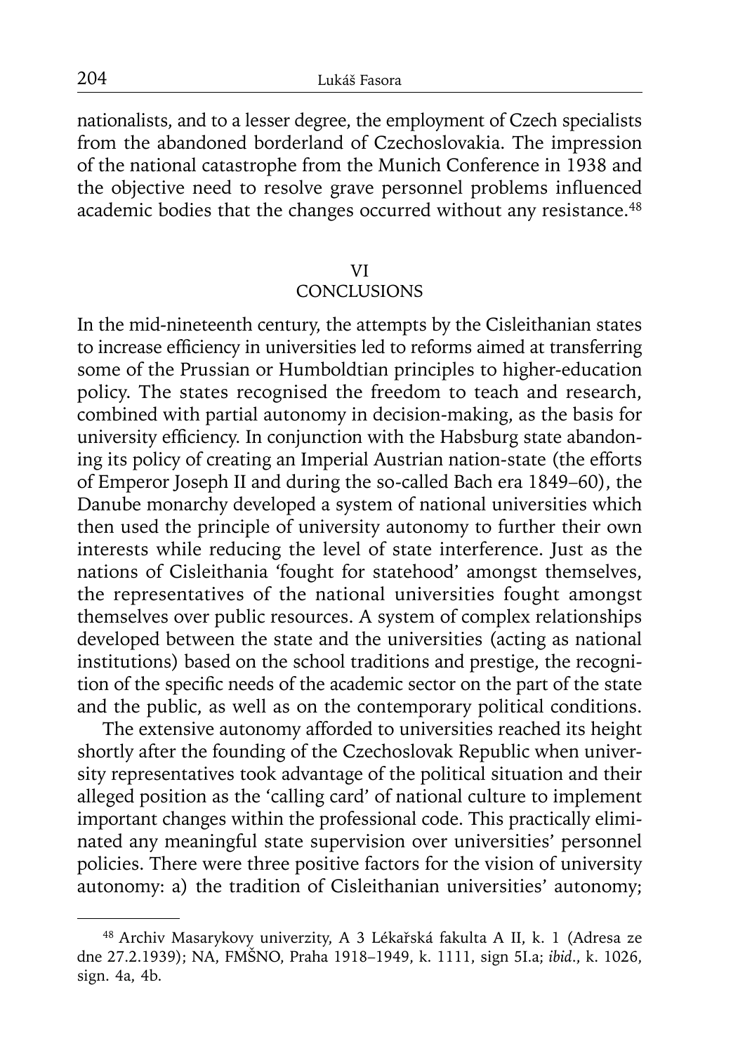nationalists, and to a lesser degree, the employment of Czech specialists from the abandoned borderland of Czechoslovakia. The impression of the national catastrophe from the Munich Conference in 1938 and the objective need to resolve grave personnel problems influenced academic bodies that the changes occurred without any resistance.[48]

## VI
## CONCLUSIONS

In the mid-nineteenth century, the attempts by the Cisleithanian states to increase efficiency in universities led to reforms aimed at transferring some of the Prussian or Humboldtian principles to higher-education policy. The states recognised the freedom to teach and research, combined with partial autonomy in decision-making, as the basis for university efficiency. In conjunction with the Habsburg state abandoning its policy of creating an Imperial Austrian nation-state (the efforts of Emperor Joseph II and during the so-called Bach era 1849–60), the Danube monarchy developed a system of national universities which then used the principle of university autonomy to further their own interests while reducing the level of state interference. Just as the nations of Cisleithania 'fought for statehood' amongst themselves, the representatives of the national universities fought amongst themselves over public resources. A system of complex relationships developed between the state and the universities (acting as national institutions) based on the school traditions and prestige, the recognition of the specific needs of the academic sector on the part of the state and the public, as well as on the contemporary political conditions.

The extensive autonomy afforded to universities reached its height shortly after the founding of the Czechoslovak Republic when university representatives took advantage of the political situation and their alleged position as the 'calling card' of national culture to implement important changes within the professional code. This practically eliminated any meaningful state supervision over universities' personnel policies. There were three positive factors for the vision of university autonomy: a) the tradition of Cisleithanian universities' autonomy;

---

[48] Archiv Masarykovy univerzity, A 3 Lékařská fakulta A II, k. 1 (Adresa ze dne 27.2.1939); NA, FMŠNO, Praha 1918–1949, k. 1111, sign 5I.a; *ibid*., k. 1026, sign. 4a, 4b.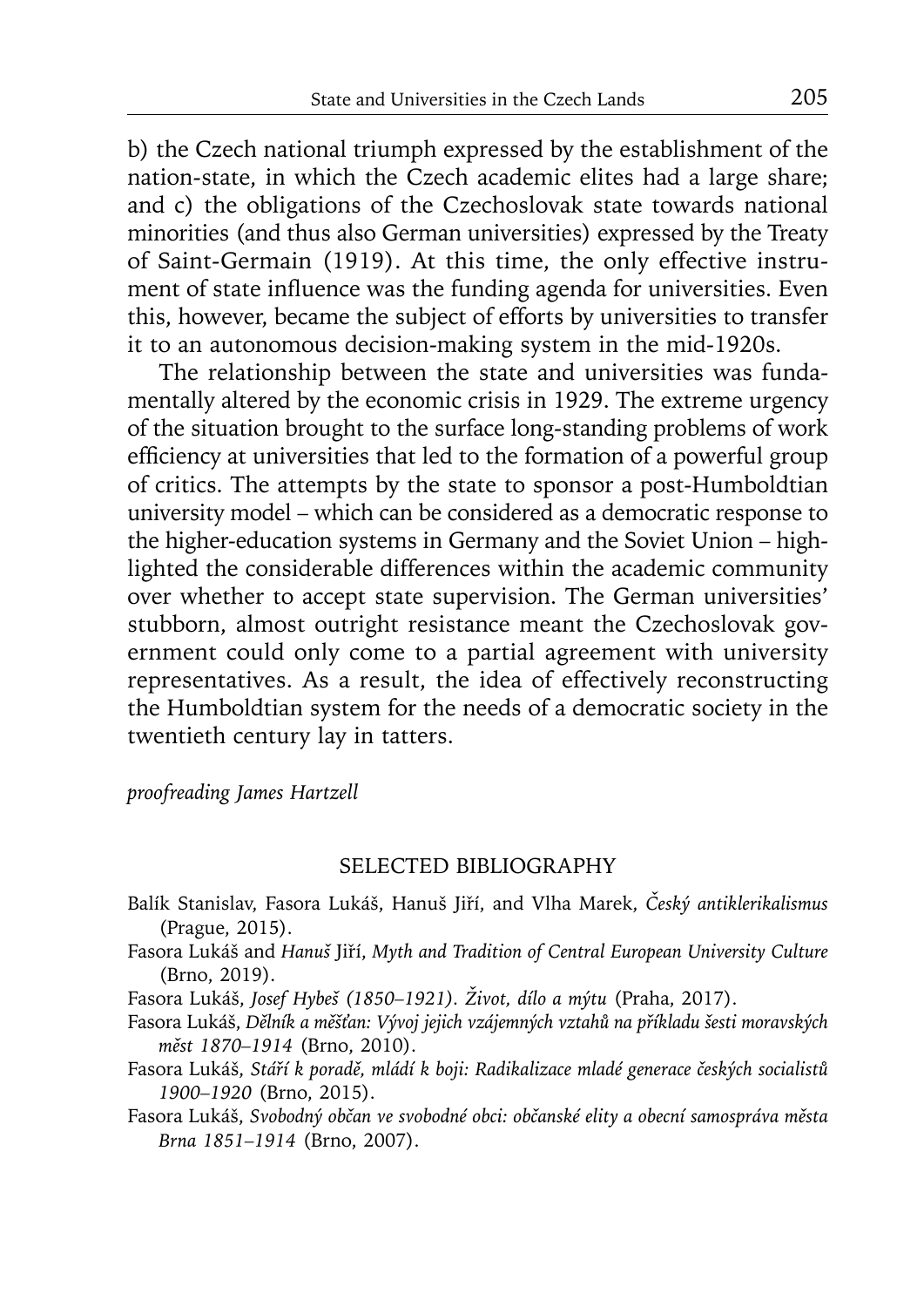b) the Czech national triumph expressed by the establishment of the nation-state, in which the Czech academic elites had a large share; and c) the obligations of the Czechoslovak state towards national minorities (and thus also German universities) expressed by the Treaty of Saint-Germain (1919). At this time, the only effective instrument of state influence was the funding agenda for universities. Even this, however, became the subject of efforts by universities to transfer it to an autonomous decision-making system in the mid-1920s.

The relationship between the state and universities was fundamentally altered by the economic crisis in 1929. The extreme urgency of the situation brought to the surface long-standing problems of work efficiency at universities that led to the formation of a powerful group of critics. The attempts by the state to sponsor a post-Humboldtian university model – which can be considered as a democratic response to the higher-education systems in Germany and the Soviet Union – highlighted the considerable differences within the academic community over whether to accept state supervision. The German universities' stubborn, almost outright resistance meant the Czechoslovak government could only come to a partial agreement with university representatives. As a result, the idea of effectively reconstructing the Humboldtian system for the needs of a democratic society in the twentieth century lay in tatters.

*proofreading James Hartzell*

## SELECTED BIBLIOGRAPHY

Balík Stanislav, Fasora Lukáš, Hanuš Jiří, and Vlha Marek, *Český antiklerikalismus* (Prague, 2015).

Fasora Lukáš and *Hanuš* Jiří, *Myth and Tradition of Central European University Culture* (Brno, 2019).

Fasora Lukáš, *Josef Hybeš (1850–1921). Život, dílo a mýtu* (Praha, 2017).

Fasora Lukáš, *Dělník a měšťan: Vývoj jejich vzájemných vztahů na příkladu šesti moravských měst 1870–1914* (Brno, 2010).

Fasora Lukáš, *Stáří k poradě, mládí k boji: Radikalizace mladé generace českých socialistů 1900–1920* (Brno, 2015).

Fasora Lukáš, *Svobodný občan ve svobodné obci: občanské elity a obecní samospráva města Brna 1851–1914* (Brno, 2007).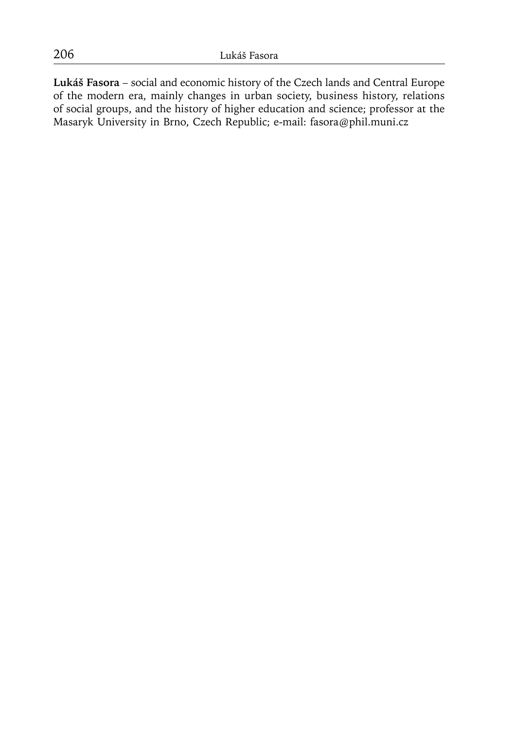**Lukáš Fasora** – social and economic history of the Czech lands and Central Europe of the modern era, mainly changes in urban society, business history, relations of social groups, and the history of higher education and science; professor at the Masaryk University in Brno, Czech Republic; e-mail: fasora@phil.muni.cz